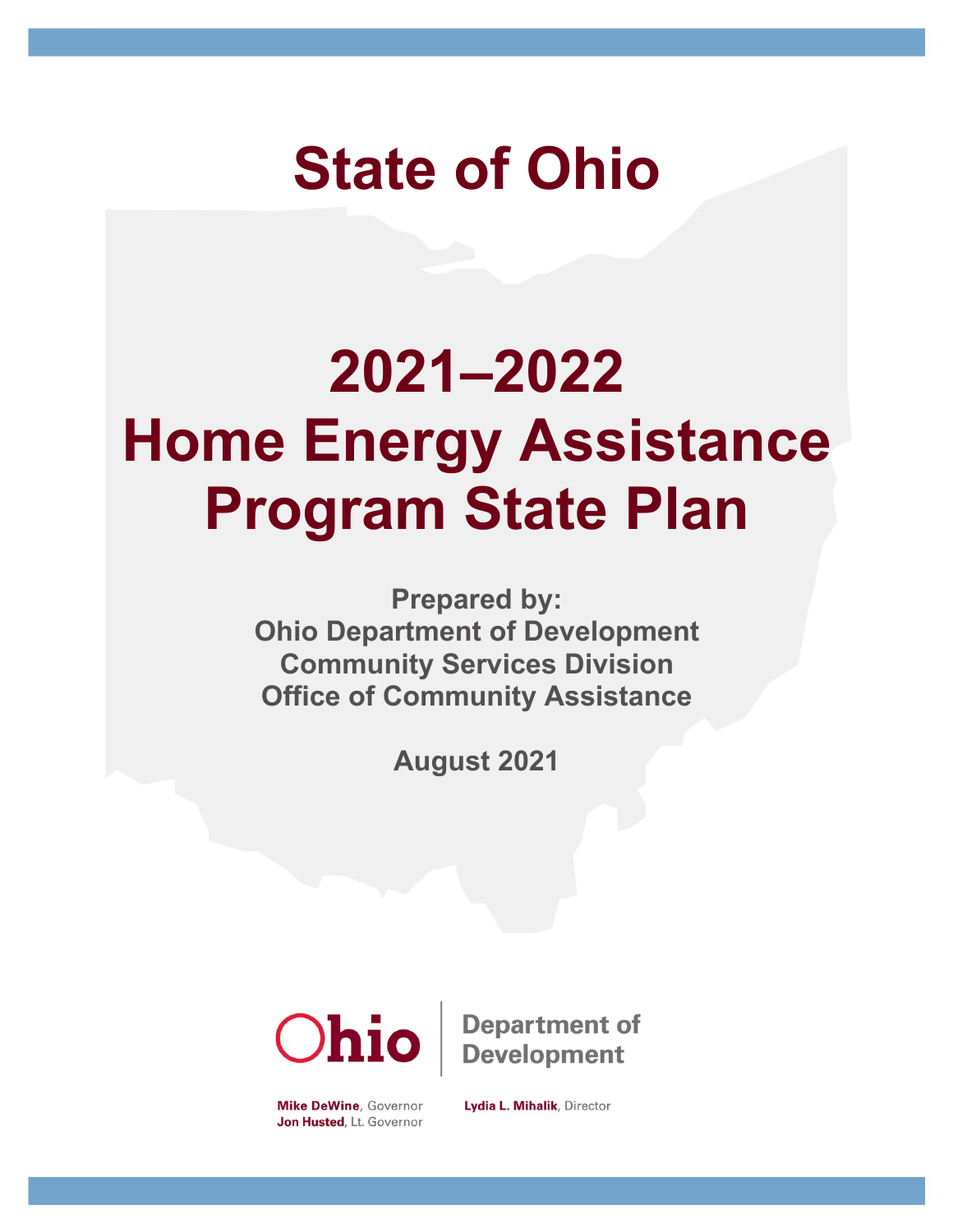# State of Ohio

# 2021–2022 Home Energy Assistance Program State Plan

**Prepared by:**
**Ohio Department of Development**
**Community Services Division**
**Office of Community Assistance**

**August 2021**

Ohio | Department of Development

**Mike DeWine**, Governor
**Jon Husted**, Lt. Governor

**Lydia L. Mihalik**, Director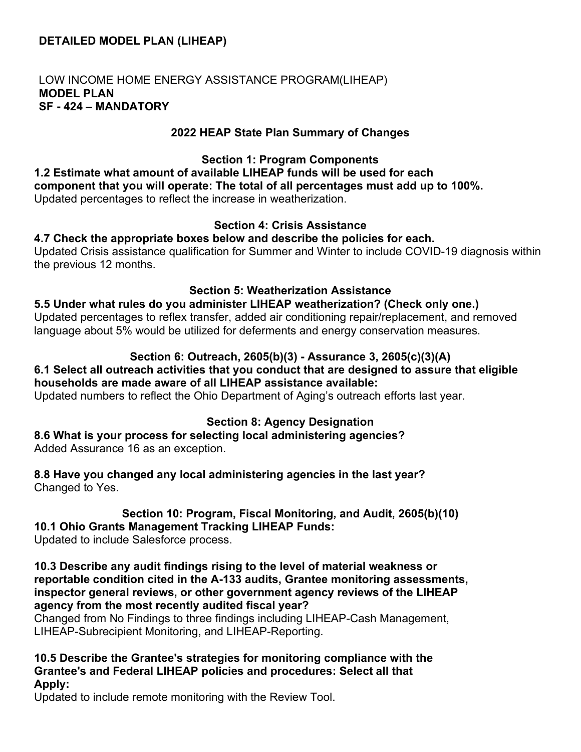**DETAILED MODEL PLAN (LIHEAP)**

LOW INCOME HOME ENERGY ASSISTANCE PROGRAM(LIHEAP)
**MODEL PLAN**
**SF - 424 – MANDATORY**

## 2022 HEAP State Plan Summary of Changes

### Section 1: Program Components

**1.2 Estimate what amount of available LIHEAP funds will be used for each component that you will operate: The total of all percentages must add up to 100%.**
Updated percentages to reflect the increase in weatherization.

### Section 4: Crisis Assistance

**4.7 Check the appropriate boxes below and describe the policies for each.**
Updated Crisis assistance qualification for Summer and Winter to include COVID-19 diagnosis within the previous 12 months.

### Section 5: Weatherization Assistance

**5.5 Under what rules do you administer LIHEAP weatherization? (Check only one.)**
Updated percentages to reflex transfer, added air conditioning repair/replacement, and removed language about 5% would be utilized for deferments and energy conservation measures.

### Section 6: Outreach, 2605(b)(3) - Assurance 3, 2605(c)(3)(A)

**6.1 Select all outreach activities that you conduct that are designed to assure that eligible households are made aware of all LIHEAP assistance available:**
Updated numbers to reflect the Ohio Department of Aging's outreach efforts last year.

### Section 8: Agency Designation

**8.6 What is your process for selecting local administering agencies?**
Added Assurance 16 as an exception.

**8.8 Have you changed any local administering agencies in the last year?**
Changed to Yes.

### Section 10: Program, Fiscal Monitoring, and Audit, 2605(b)(10)

**10.1 Ohio Grants Management Tracking LIHEAP Funds:**
Updated to include Salesforce process.

**10.3 Describe any audit findings rising to the level of material weakness or reportable condition cited in the A-133 audits, Grantee monitoring assessments, inspector general reviews, or other government agency reviews of the LIHEAP agency from the most recently audited fiscal year?**
Changed from No Findings to three findings including LIHEAP-Cash Management, LIHEAP-Subrecipient Monitoring, and LIHEAP-Reporting.

**10.5 Describe the Grantee's strategies for monitoring compliance with the Grantee's and Federal LIHEAP policies and procedures: Select all that Apply:**
Updated to include remote monitoring with the Review Tool.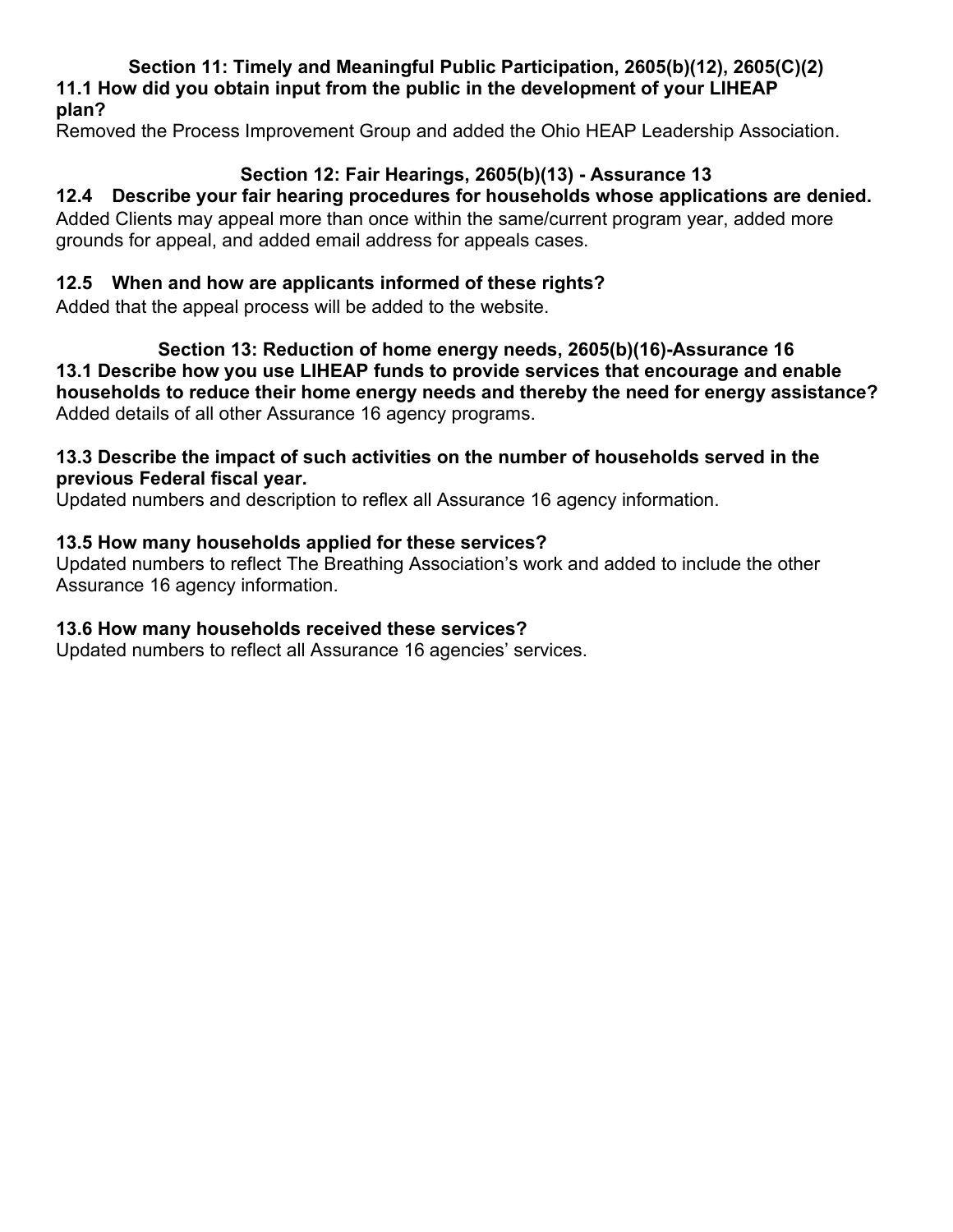## Section 11: Timely and Meaningful Public Participation, 2605(b)(12), 2605(C)(2)

**11.1 How did you obtain input from the public in the development of your LIHEAP plan?**

Removed the Process Improvement Group and added the Ohio HEAP Leadership Association.

## Section 12: Fair Hearings, 2605(b)(13) - Assurance 13

**12.4 Describe your fair hearing procedures for households whose applications are denied.**

Added Clients may appeal more than once within the same/current program year, added more grounds for appeal, and added email address for appeals cases.

**12.5 When and how are applicants informed of these rights?**

Added that the appeal process will be added to the website.

## Section 13: Reduction of home energy needs, 2605(b)(16)-Assurance 16

**13.1 Describe how you use LIHEAP funds to provide services that encourage and enable households to reduce their home energy needs and thereby the need for energy assistance?**

Added details of all other Assurance 16 agency programs.

**13.3 Describe the impact of such activities on the number of households served in the previous Federal fiscal year.**

Updated numbers and description to reflex all Assurance 16 agency information.

**13.5 How many households applied for these services?**

Updated numbers to reflect The Breathing Association's work and added to include the other Assurance 16 agency information.

**13.6 How many households received these services?**

Updated numbers to reflect all Assurance 16 agencies' services.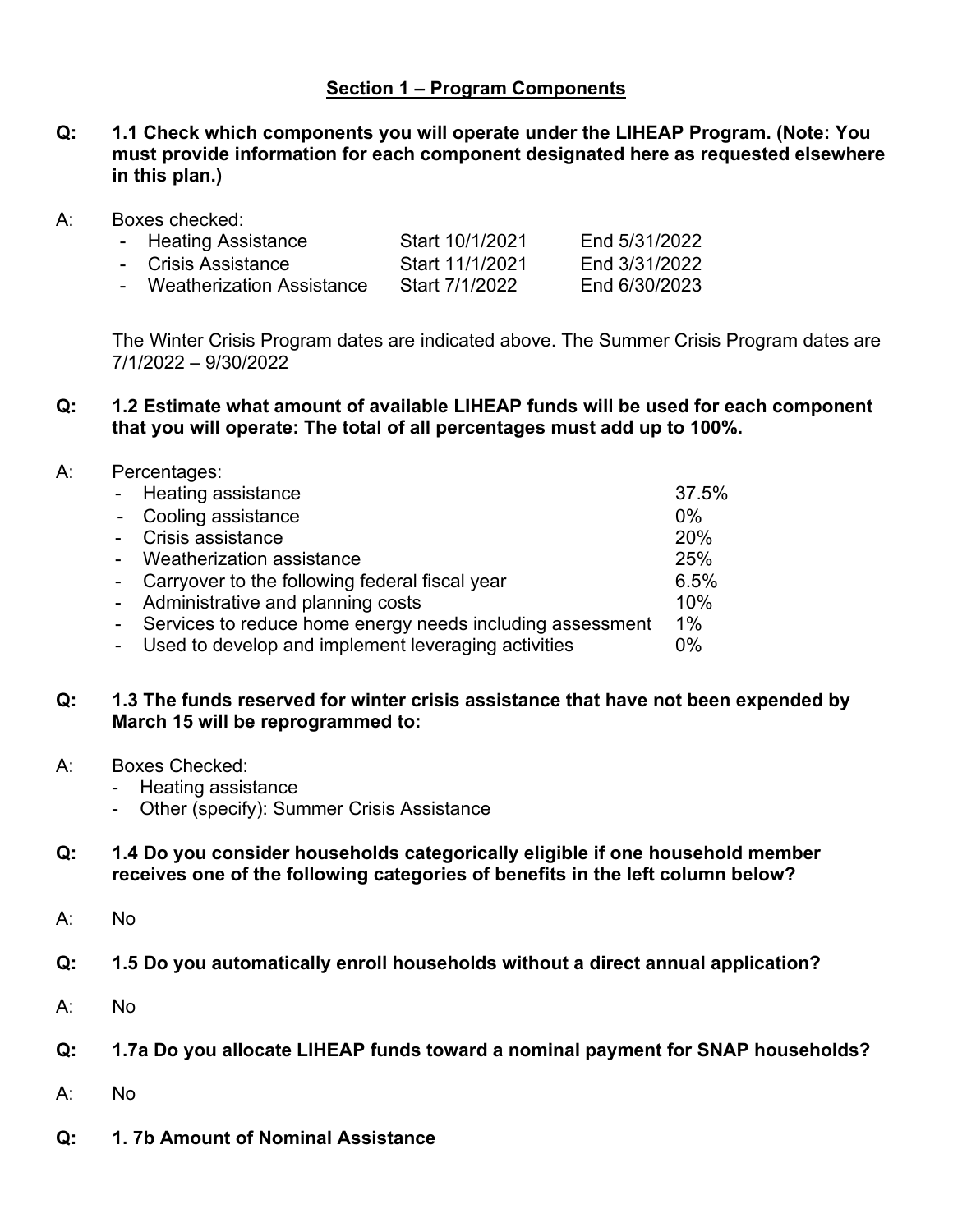## Section 1 – Program Components

**Q: 1.1 Check which components you will operate under the LIHEAP Program. (Note: You must provide information for each component designated here as requested elsewhere in this plan.)**

A: Boxes checked:

| Component | Start | End |
|---|---|---|
| Heating Assistance | Start 10/1/2021 | End 5/31/2022 |
| Crisis Assistance | Start 11/1/2021 | End 3/31/2022 |
| Weatherization Assistance | Start 7/1/2022 | End 6/30/2023 |

The Winter Crisis Program dates are indicated above. The Summer Crisis Program dates are 7/1/2022 – 9/30/2022

**Q: 1.2 Estimate what amount of available LIHEAP funds will be used for each component that you will operate: The total of all percentages must add up to 100%.**

A: Percentages:

| Component | Percentage |
|---|---|
| Heating assistance | 37.5% |
| Cooling assistance | 0% |
| Crisis assistance | 20% |
| Weatherization assistance | 25% |
| Carryover to the following federal fiscal year | 6.5% |
| Administrative and planning costs | 10% |
| Services to reduce home energy needs including assessment | 1% |
| Used to develop and implement leveraging activities | 0% |

**Q: 1.3 The funds reserved for winter crisis assistance that have not been expended by March 15 will be reprogrammed to:**

A: Boxes Checked:

- Heating assistance
- Other (specify): Summer Crisis Assistance

**Q: 1.4 Do you consider households categorically eligible if one household member receives one of the following categories of benefits in the left column below?**

A: No

**Q: 1.5 Do you automatically enroll households without a direct annual application?**

A: No

**Q: 1.7a Do you allocate LIHEAP funds toward a nominal payment for SNAP households?**

A: No

**Q: 1. 7b Amount of Nominal Assistance**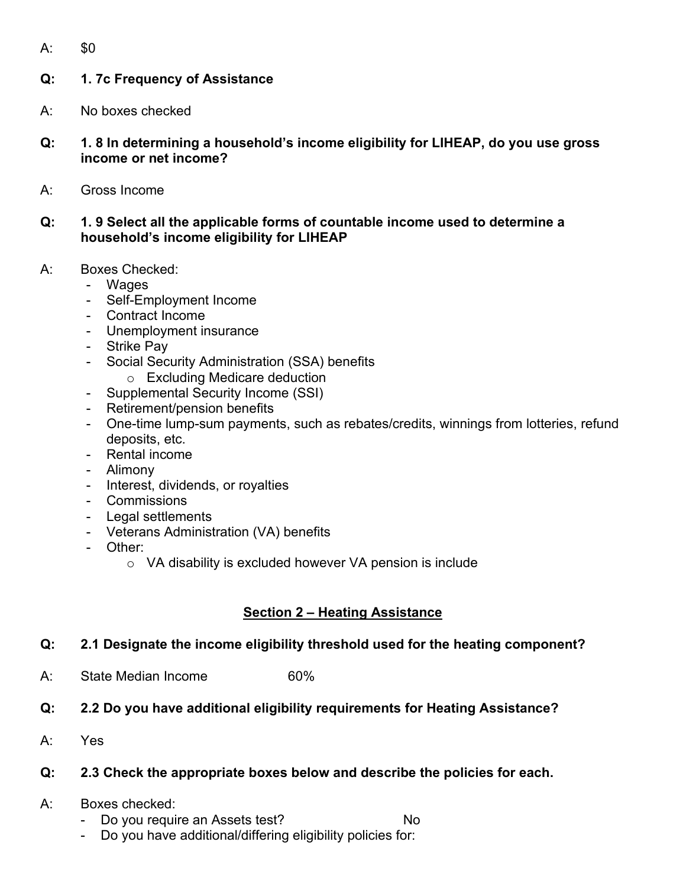A: $0

**Q: 1. 7c Frequency of Assistance**

A: No boxes checked

**Q: 1. 8 In determining a household's income eligibility for LIHEAP, do you use gross income or net income?**

A: Gross Income

**Q: 1. 9 Select all the applicable forms of countable income used to determine a household's income eligibility for LIHEAP**

A: Boxes Checked:
- Wages
- Self-Employment Income
- Contract Income
- Unemployment insurance
- Strike Pay
- Social Security Administration (SSA) benefits
  - Excluding Medicare deduction
- Supplemental Security Income (SSI)
- Retirement/pension benefits
- One-time lump-sum payments, such as rebates/credits, winnings from lotteries, refund deposits, etc.
- Rental income
- Alimony
- Interest, dividends, or royalties
- Commissions
- Legal settlements
- Veterans Administration (VA) benefits
- Other:
  - VA disability is excluded however VA pension is include

## Section 2 – Heating Assistance

**Q: 2.1 Designate the income eligibility threshold used for the heating component?**

A: State Median Income 60%

**Q: 2.2 Do you have additional eligibility requirements for Heating Assistance?**

A: Yes

**Q: 2.3 Check the appropriate boxes below and describe the policies for each.**

A: Boxes checked:
- Do you require an Assets test? No
- Do you have additional/differing eligibility policies for: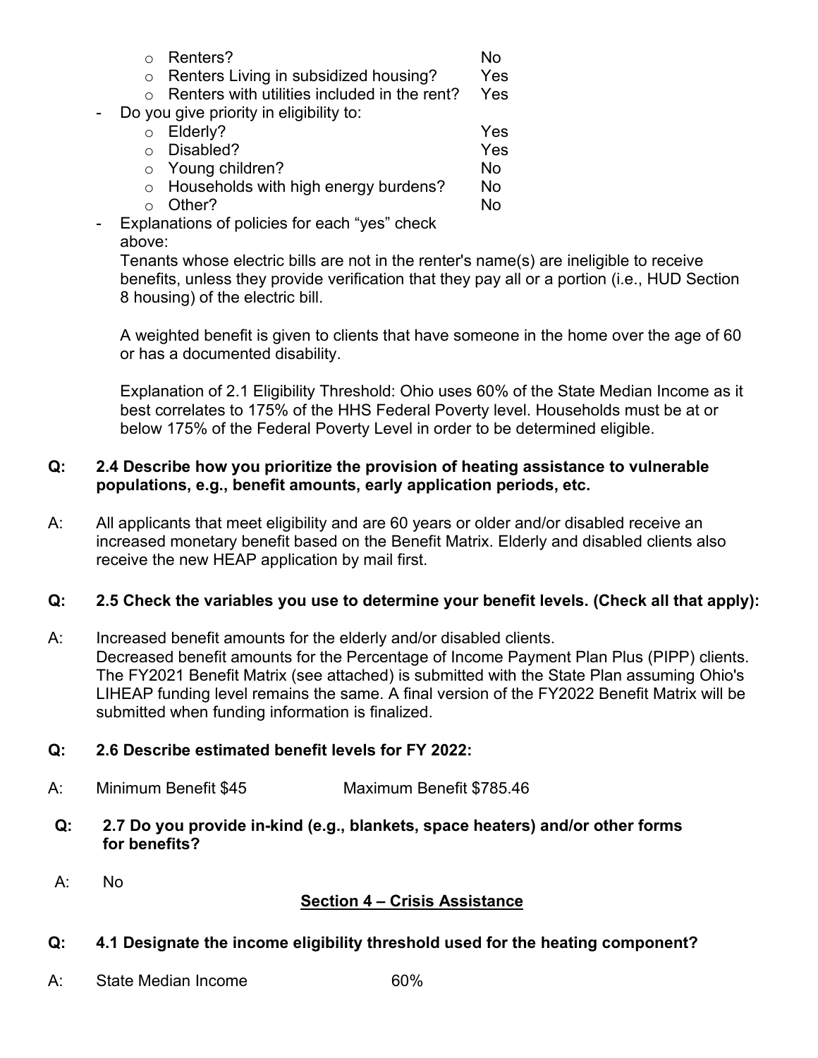- Renters? No
- Renters Living in subsidized housing? Yes
- Renters with utilities included in the rent? Yes

- Do you give priority in eligibility to:
  - Elderly? Yes
  - Disabled? Yes
  - Young children? No
  - Households with high energy burdens? No
  - Other? No
- Explanations of policies for each "yes" check above:

  Tenants whose electric bills are not in the renter's name(s) are ineligible to receive benefits, unless they provide verification that they pay all or a portion (i.e., HUD Section 8 housing) of the electric bill.

  A weighted benefit is given to clients that have someone in the home over the age of 60 or has a documented disability.

  Explanation of 2.1 Eligibility Threshold: Ohio uses 60% of the State Median Income as it best correlates to 175% of the HHS Federal Poverty level. Households must be at or below 175% of the Federal Poverty Level in order to be determined eligible.

**Q: 2.4 Describe how you prioritize the provision of heating assistance to vulnerable populations, e.g., benefit amounts, early application periods, etc.**

A: All applicants that meet eligibility and are 60 years or older and/or disabled receive an increased monetary benefit based on the Benefit Matrix. Elderly and disabled clients also receive the new HEAP application by mail first.

**Q: 2.5 Check the variables you use to determine your benefit levels. (Check all that apply):**

A: Increased benefit amounts for the elderly and/or disabled clients.
Decreased benefit amounts for the Percentage of Income Payment Plan Plus (PIPP) clients. The FY2021 Benefit Matrix (see attached) is submitted with the State Plan assuming Ohio's LIHEAP funding level remains the same. A final version of the FY2022 Benefit Matrix will be submitted when funding information is finalized.

**Q: 2.6 Describe estimated benefit levels for FY 2022:**

A: Minimum Benefit $45 Maximum Benefit $785.46

**Q: 2.7 Do you provide in-kind (e.g., blankets, space heaters) and/or other forms for benefits?**

A: No

## Section 4 – Crisis Assistance

**Q: 4.1 Designate the income eligibility threshold used for the heating component?**

A: State Median Income 60%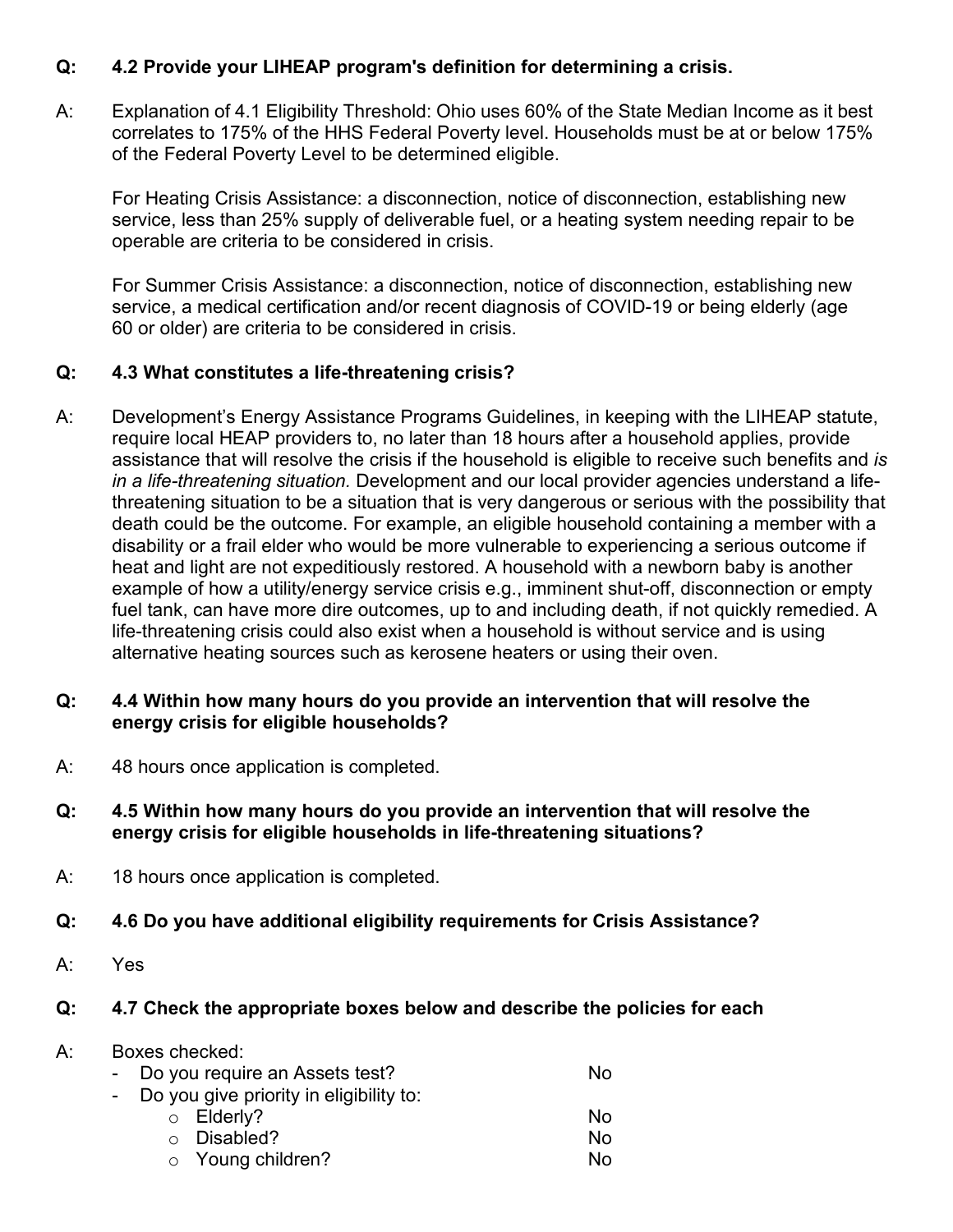**Q: 4.2 Provide your LIHEAP program's definition for determining a crisis.**

A: Explanation of 4.1 Eligibility Threshold: Ohio uses 60% of the State Median Income as it best correlates to 175% of the HHS Federal Poverty level. Households must be at or below 175% of the Federal Poverty Level to be determined eligible.

For Heating Crisis Assistance: a disconnection, notice of disconnection, establishing new service, less than 25% supply of deliverable fuel, or a heating system needing repair to be operable are criteria to be considered in crisis.

For Summer Crisis Assistance: a disconnection, notice of disconnection, establishing new service, a medical certification and/or recent diagnosis of COVID-19 or being elderly (age 60 or older) are criteria to be considered in crisis.

**Q: 4.3 What constitutes a life-threatening crisis?**

A: Development's Energy Assistance Programs Guidelines, in keeping with the LIHEAP statute, require local HEAP providers to, no later than 18 hours after a household applies, provide assistance that will resolve the crisis if the household is eligible to receive such benefits and *is in a life-threatening situation.* Development and our local provider agencies understand a life-threatening situation to be a situation that is very dangerous or serious with the possibility that death could be the outcome. For example, an eligible household containing a member with a disability or a frail elder who would be more vulnerable to experiencing a serious outcome if heat and light are not expeditiously restored. A household with a newborn baby is another example of how a utility/energy service crisis e.g., imminent shut-off, disconnection or empty fuel tank, can have more dire outcomes, up to and including death, if not quickly remedied. A life-threatening crisis could also exist when a household is without service and is using alternative heating sources such as kerosene heaters or using their oven.

**Q: 4.4 Within how many hours do you provide an intervention that will resolve the energy crisis for eligible households?**

A: 48 hours once application is completed.

**Q: 4.5 Within how many hours do you provide an intervention that will resolve the energy crisis for eligible households in life-threatening situations?**

A: 18 hours once application is completed.

**Q: 4.6 Do you have additional eligibility requirements for Crisis Assistance?**

A: Yes

**Q: 4.7 Check the appropriate boxes below and describe the policies for each**

A: Boxes checked:

- Do you require an Assets test? No
- Do you give priority in eligibility to:
  - Elderly? No
  - Disabled? No
  - Young children? No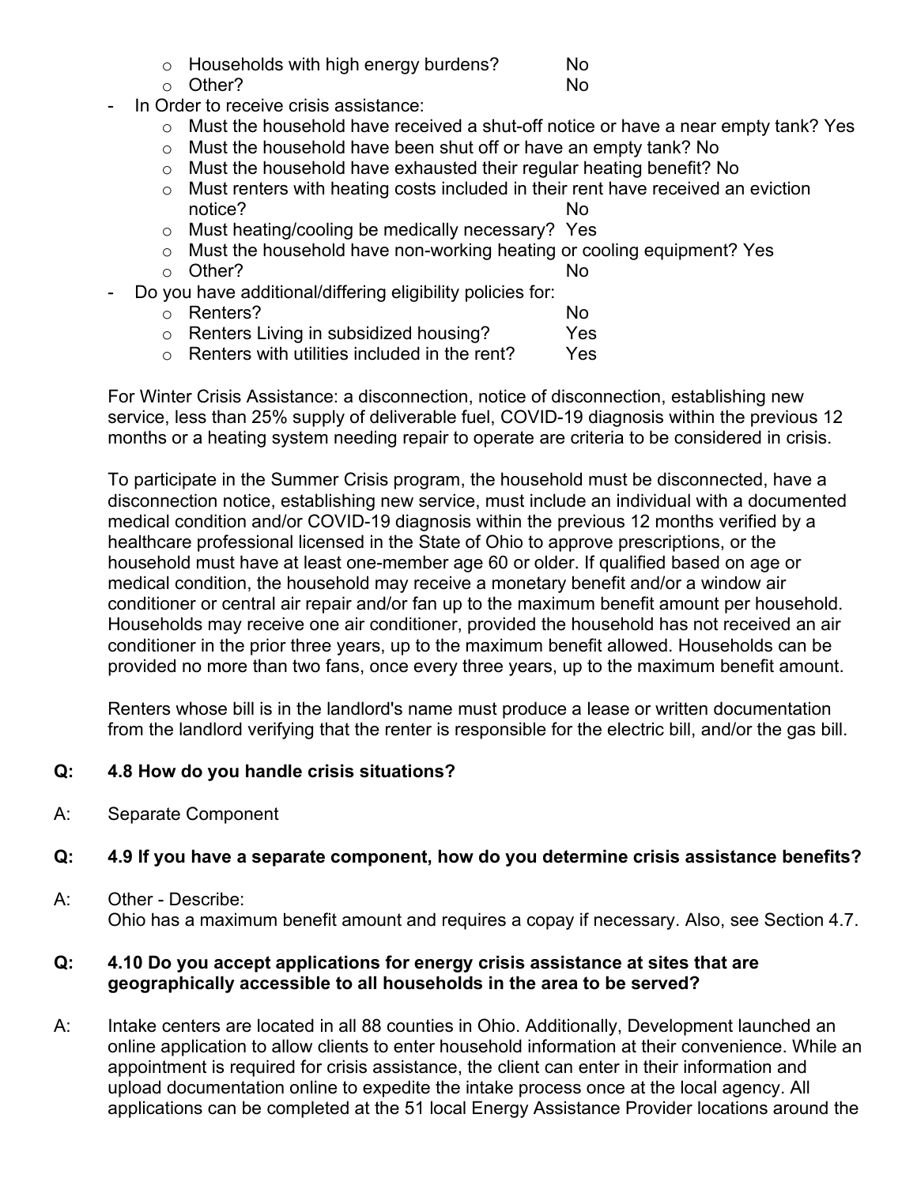- Households with high energy burdens? No
  - Other? No
- In Order to receive crisis assistance:
  - Must the household have received a shut-off notice or have a near empty tank? Yes
  - Must the household have been shut off or have an empty tank? No
  - Must the household have exhausted their regular heating benefit? No
  - Must renters with heating costs included in their rent have received an eviction notice? No
  - Must heating/cooling be medically necessary? Yes
  - Must the household have non-working heating or cooling equipment? Yes
  - Other? No
- Do you have additional/differing eligibility policies for:
  - Renters? No
  - Renters Living in subsidized housing? Yes
  - Renters with utilities included in the rent? Yes

For Winter Crisis Assistance: a disconnection, notice of disconnection, establishing new service, less than 25% supply of deliverable fuel, COVID-19 diagnosis within the previous 12 months or a heating system needing repair to operate are criteria to be considered in crisis.

To participate in the Summer Crisis program, the household must be disconnected, have a disconnection notice, establishing new service, must include an individual with a documented medical condition and/or COVID-19 diagnosis within the previous 12 months verified by a healthcare professional licensed in the State of Ohio to approve prescriptions, or the household must have at least one-member age 60 or older. If qualified based on age or medical condition, the household may receive a monetary benefit and/or a window air conditioner or central air repair and/or fan up to the maximum benefit amount per household. Households may receive one air conditioner, provided the household has not received an air conditioner in the prior three years, up to the maximum benefit allowed. Households can be provided no more than two fans, once every three years, up to the maximum benefit amount.

Renters whose bill is in the landlord's name must produce a lease or written documentation from the landlord verifying that the renter is responsible for the electric bill, and/or the gas bill.

**Q: 4.8 How do you handle crisis situations?**

A: Separate Component

**Q: 4.9 If you have a separate component, how do you determine crisis assistance benefits?**

A: Other - Describe:
Ohio has a maximum benefit amount and requires a copay if necessary. Also, see Section 4.7.

**Q: 4.10 Do you accept applications for energy crisis assistance at sites that are geographically accessible to all households in the area to be served?**

A: Intake centers are located in all 88 counties in Ohio. Additionally, Development launched an online application to allow clients to enter household information at their convenience. While an appointment is required for crisis assistance, the client can enter in their information and upload documentation online to expedite the intake process once at the local agency. All applications can be completed at the 51 local Energy Assistance Provider locations around the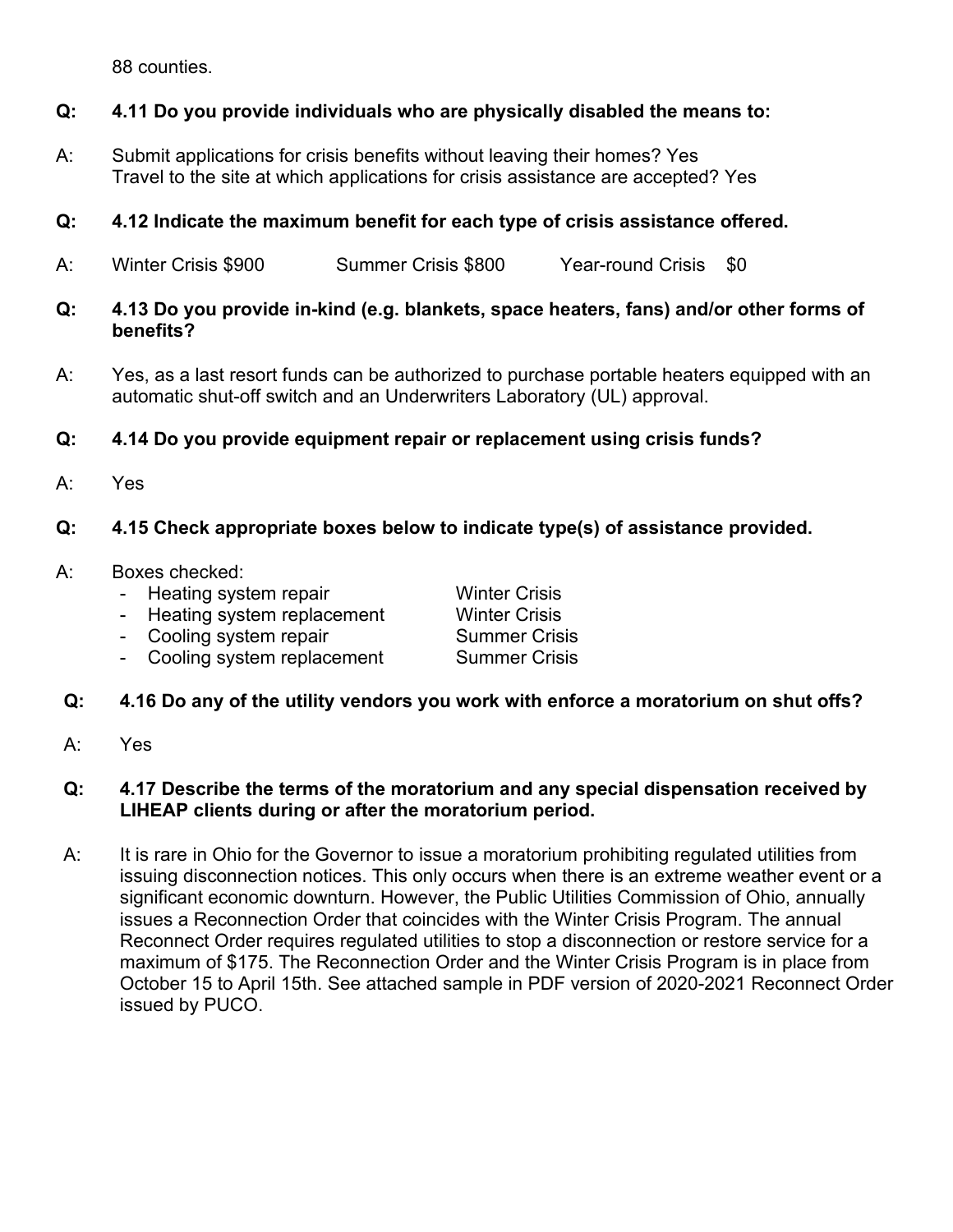88 counties.

**Q: 4.11 Do you provide individuals who are physically disabled the means to:**

A: Submit applications for crisis benefits without leaving their homes? Yes
Travel to the site at which applications for crisis assistance are accepted? Yes

**Q: 4.12 Indicate the maximum benefit for each type of crisis assistance offered.**

A: Winter Crisis $900 Summer Crisis $800 Year-round Crisis $0

**Q: 4.13 Do you provide in-kind (e.g. blankets, space heaters, fans) and/or other forms of benefits?**

A: Yes, as a last resort funds can be authorized to purchase portable heaters equipped with an automatic shut-off switch and an Underwriters Laboratory (UL) approval.

**Q: 4.14 Do you provide equipment repair or replacement using crisis funds?**

A: Yes

**Q: 4.15 Check appropriate boxes below to indicate type(s) of assistance provided.**

A: Boxes checked:

- Heating system repair — Winter Crisis
- Heating system replacement — Winter Crisis
- Cooling system repair — Summer Crisis
- Cooling system replacement — Summer Crisis

**Q: 4.16 Do any of the utility vendors you work with enforce a moratorium on shut offs?**

A: Yes

**Q: 4.17 Describe the terms of the moratorium and any special dispensation received by LIHEAP clients during or after the moratorium period.**

A: It is rare in Ohio for the Governor to issue a moratorium prohibiting regulated utilities from issuing disconnection notices. This only occurs when there is an extreme weather event or a significant economic downturn. However, the Public Utilities Commission of Ohio, annually issues a Reconnection Order that coincides with the Winter Crisis Program. The annual Reconnect Order requires regulated utilities to stop a disconnection or restore service for a maximum of $175. The Reconnection Order and the Winter Crisis Program is in place from October 15 to April 15th. See attached sample in PDF version of 2020-2021 Reconnect Order issued by PUCO.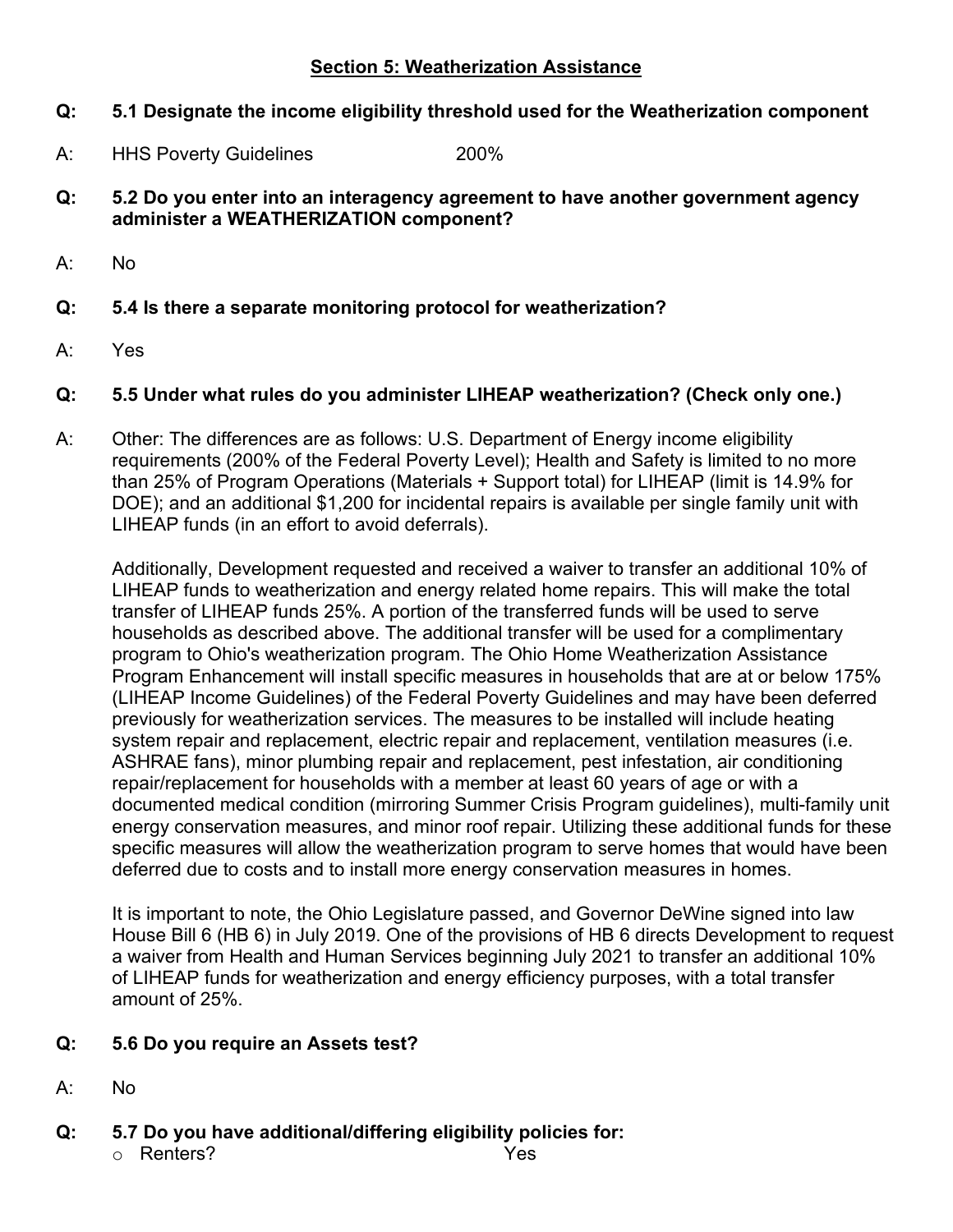## Section 5: Weatherization Assistance

**Q: 5.1 Designate the income eligibility threshold used for the Weatherization component**

A: HHS Poverty Guidelines 200%

**Q: 5.2 Do you enter into an interagency agreement to have another government agency administer a WEATHERIZATION component?**

A: No

**Q: 5.4 Is there a separate monitoring protocol for weatherization?**

A: Yes

**Q: 5.5 Under what rules do you administer LIHEAP weatherization? (Check only one.)**

A: Other: The differences are as follows: U.S. Department of Energy income eligibility requirements (200% of the Federal Poverty Level); Health and Safety is limited to no more than 25% of Program Operations (Materials + Support total) for LIHEAP (limit is 14.9% for DOE); and an additional $1,200 for incidental repairs is available per single family unit with LIHEAP funds (in an effort to avoid deferrals).

Additionally, Development requested and received a waiver to transfer an additional 10% of LIHEAP funds to weatherization and energy related home repairs. This will make the total transfer of LIHEAP funds 25%. A portion of the transferred funds will be used to serve households as described above. The additional transfer will be used for a complimentary program to Ohio's weatherization program. The Ohio Home Weatherization Assistance Program Enhancement will install specific measures in households that are at or below 175% (LIHEAP Income Guidelines) of the Federal Poverty Guidelines and may have been deferred previously for weatherization services. The measures to be installed will include heating system repair and replacement, electric repair and replacement, ventilation measures (i.e. ASHRAE fans), minor plumbing repair and replacement, pest infestation, air conditioning repair/replacement for households with a member at least 60 years of age or with a documented medical condition (mirroring Summer Crisis Program guidelines), multi-family unit energy conservation measures, and minor roof repair. Utilizing these additional funds for these specific measures will allow the weatherization program to serve homes that would have been deferred due to costs and to install more energy conservation measures in homes.

It is important to note, the Ohio Legislature passed, and Governor DeWine signed into law House Bill 6 (HB 6) in July 2019. One of the provisions of HB 6 directs Development to request a waiver from Health and Human Services beginning July 2021 to transfer an additional 10% of LIHEAP funds for weatherization and energy efficiency purposes, with a total transfer amount of 25%.

**Q: 5.6 Do you require an Assets test?**

A: No

**Q: 5.7 Do you have additional/differing eligibility policies for:**

- Renters? Yes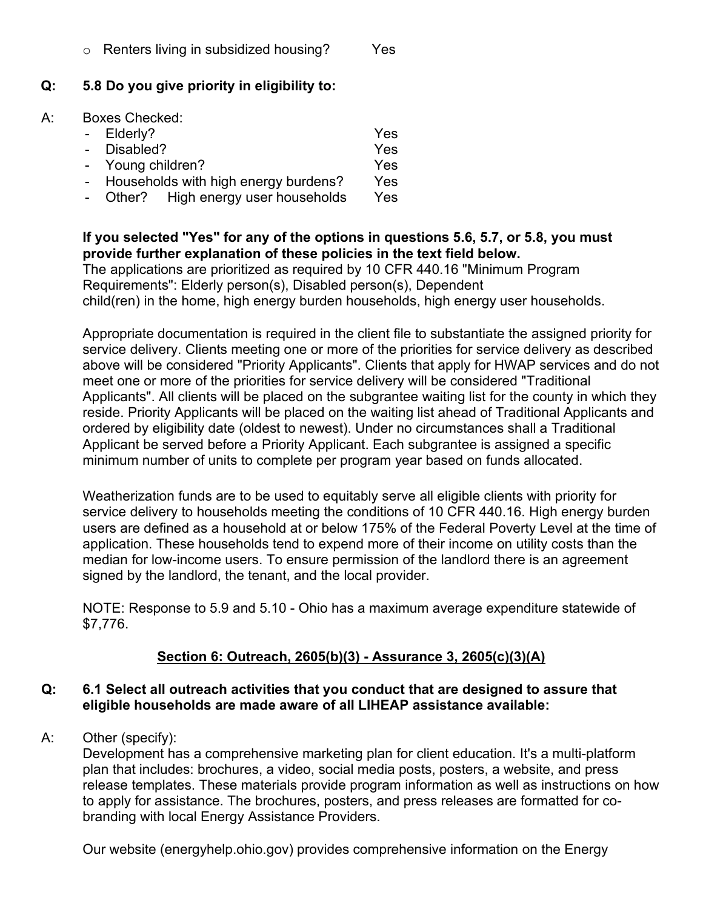- Renters living in subsidized housing? Yes

**Q: 5.8 Do you give priority in eligibility to:**

A: Boxes Checked:

- Elderly? Yes
- Disabled? Yes
- Young children? Yes
- Households with high energy burdens? Yes
- Other? High energy user households Yes

**If you selected "Yes" for any of the options in questions 5.6, 5.7, or 5.8, you must provide further explanation of these policies in the text field below.**
The applications are prioritized as required by 10 CFR 440.16 "Minimum Program Requirements": Elderly person(s), Disabled person(s), Dependent child(ren) in the home, high energy burden households, high energy user households.

Appropriate documentation is required in the client file to substantiate the assigned priority for service delivery. Clients meeting one or more of the priorities for service delivery as described above will be considered "Priority Applicants". Clients that apply for HWAP services and do not meet one or more of the priorities for service delivery will be considered "Traditional Applicants". All clients will be placed on the subgrantee waiting list for the county in which they reside. Priority Applicants will be placed on the waiting list ahead of Traditional Applicants and ordered by eligibility date (oldest to newest). Under no circumstances shall a Traditional Applicant be served before a Priority Applicant. Each subgrantee is assigned a specific minimum number of units to complete per program year based on funds allocated.

Weatherization funds are to be used to equitably serve all eligible clients with priority for service delivery to households meeting the conditions of 10 CFR 440.16. High energy burden users are defined as a household at or below 175% of the Federal Poverty Level at the time of application. These households tend to expend more of their income on utility costs than the median for low-income users. To ensure permission of the landlord there is an agreement signed by the landlord, the tenant, and the local provider.

NOTE: Response to 5.9 and 5.10 - Ohio has a maximum average expenditure statewide of $7,776.

## Section 6: Outreach, 2605(b)(3) - Assurance 3, 2605(c)(3)(A)

**Q: 6.1 Select all outreach activities that you conduct that are designed to assure that eligible households are made aware of all LIHEAP assistance available:**

A: Other (specify):
Development has a comprehensive marketing plan for client education. It's a multi-platform plan that includes: brochures, a video, social media posts, posters, a website, and press release templates. These materials provide program information as well as instructions on how to apply for assistance. The brochures, posters, and press releases are formatted for co-branding with local Energy Assistance Providers.

Our website (energyhelp.ohio.gov) provides comprehensive information on the Energy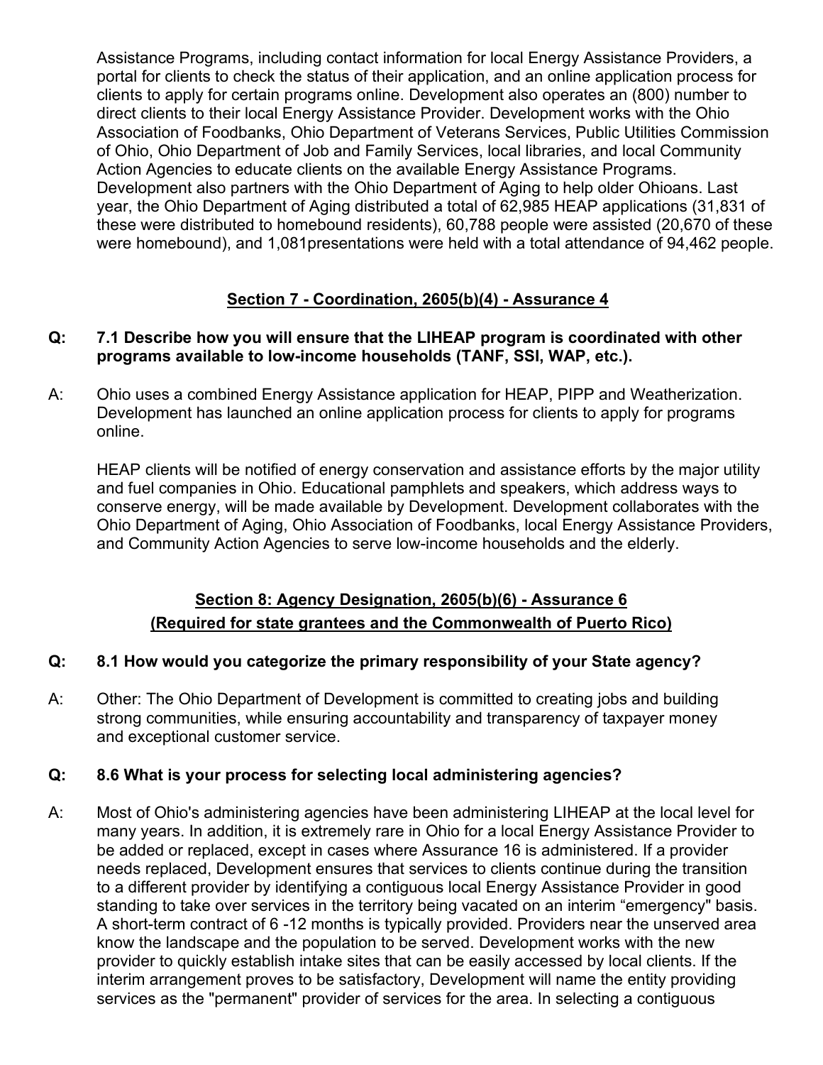Assistance Programs, including contact information for local Energy Assistance Providers, a portal for clients to check the status of their application, and an online application process for clients to apply for certain programs online. Development also operates an (800) number to direct clients to their local Energy Assistance Provider. Development works with the Ohio Association of Foodbanks, Ohio Department of Veterans Services, Public Utilities Commission of Ohio, Ohio Department of Job and Family Services, local libraries, and local Community Action Agencies to educate clients on the available Energy Assistance Programs. Development also partners with the Ohio Department of Aging to help older Ohioans. Last year, the Ohio Department of Aging distributed a total of 62,985 HEAP applications (31,831 of these were distributed to homebound residents), 60,788 people were assisted (20,670 of these were homebound), and 1,081presentations were held with a total attendance of 94,462 people.

## Section 7 - Coordination, 2605(b)(4) - Assurance 4

**Q: 7.1 Describe how you will ensure that the LIHEAP program is coordinated with other programs available to low-income households (TANF, SSI, WAP, etc.).**

A: Ohio uses a combined Energy Assistance application for HEAP, PIPP and Weatherization. Development has launched an online application process for clients to apply for programs online.

HEAP clients will be notified of energy conservation and assistance efforts by the major utility and fuel companies in Ohio. Educational pamphlets and speakers, which address ways to conserve energy, will be made available by Development. Development collaborates with the Ohio Department of Aging, Ohio Association of Foodbanks, local Energy Assistance Providers, and Community Action Agencies to serve low-income households and the elderly.

## Section 8: Agency Designation, 2605(b)(6) - Assurance 6 (Required for state grantees and the Commonwealth of Puerto Rico)

**Q: 8.1 How would you categorize the primary responsibility of your State agency?**

A: Other: The Ohio Department of Development is committed to creating jobs and building strong communities, while ensuring accountability and transparency of taxpayer money and exceptional customer service.

**Q: 8.6 What is your process for selecting local administering agencies?**

A: Most of Ohio's administering agencies have been administering LIHEAP at the local level for many years. In addition, it is extremely rare in Ohio for a local Energy Assistance Provider to be added or replaced, except in cases where Assurance 16 is administered. If a provider needs replaced, Development ensures that services to clients continue during the transition to a different provider by identifying a contiguous local Energy Assistance Provider in good standing to take over services in the territory being vacated on an interim "emergency" basis. A short-term contract of 6 -12 months is typically provided. Providers near the unserved area know the landscape and the population to be served. Development works with the new provider to quickly establish intake sites that can be easily accessed by local clients. If the interim arrangement proves to be satisfactory, Development will name the entity providing services as the "permanent" provider of services for the area. In selecting a contiguous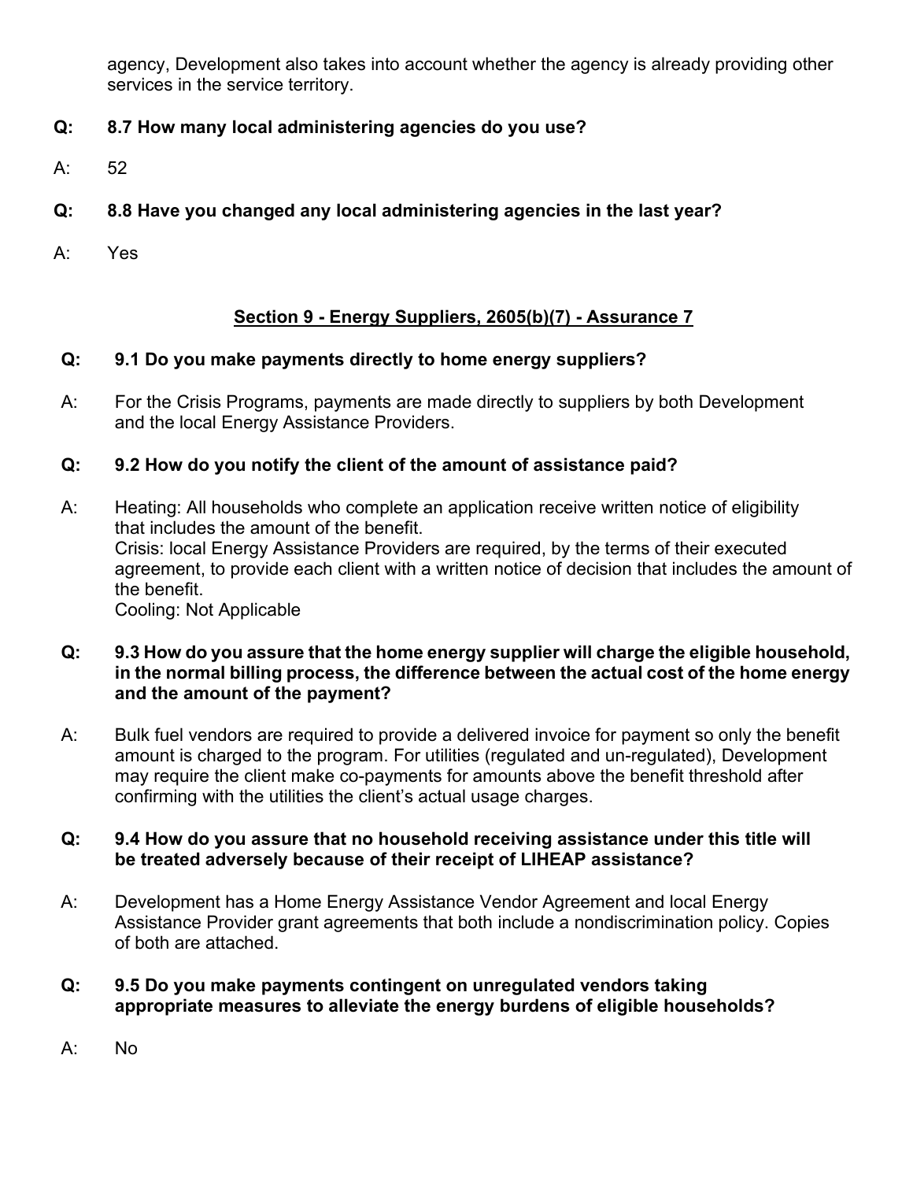agency, Development also takes into account whether the agency is already providing other services in the service territory.

**Q: 8.7 How many local administering agencies do you use?**

A: 52

**Q: 8.8 Have you changed any local administering agencies in the last year?**

A: Yes

## Section 9 - Energy Suppliers, 2605(b)(7) - Assurance 7

**Q: 9.1 Do you make payments directly to home energy suppliers?**

A: For the Crisis Programs, payments are made directly to suppliers by both Development and the local Energy Assistance Providers.

**Q: 9.2 How do you notify the client of the amount of assistance paid?**

A: Heating: All households who complete an application receive written notice of eligibility that includes the amount of the benefit.
Crisis: local Energy Assistance Providers are required, by the terms of their executed agreement, to provide each client with a written notice of decision that includes the amount of the benefit.
Cooling: Not Applicable

**Q: 9.3 How do you assure that the home energy supplier will charge the eligible household, in the normal billing process, the difference between the actual cost of the home energy and the amount of the payment?**

A: Bulk fuel vendors are required to provide a delivered invoice for payment so only the benefit amount is charged to the program. For utilities (regulated and un-regulated), Development may require the client make co-payments for amounts above the benefit threshold after confirming with the utilities the client's actual usage charges.

**Q: 9.4 How do you assure that no household receiving assistance under this title will be treated adversely because of their receipt of LIHEAP assistance?**

A: Development has a Home Energy Assistance Vendor Agreement and local Energy Assistance Provider grant agreements that both include a nondiscrimination policy. Copies of both are attached.

**Q: 9.5 Do you make payments contingent on unregulated vendors taking appropriate measures to alleviate the energy burdens of eligible households?**

A: No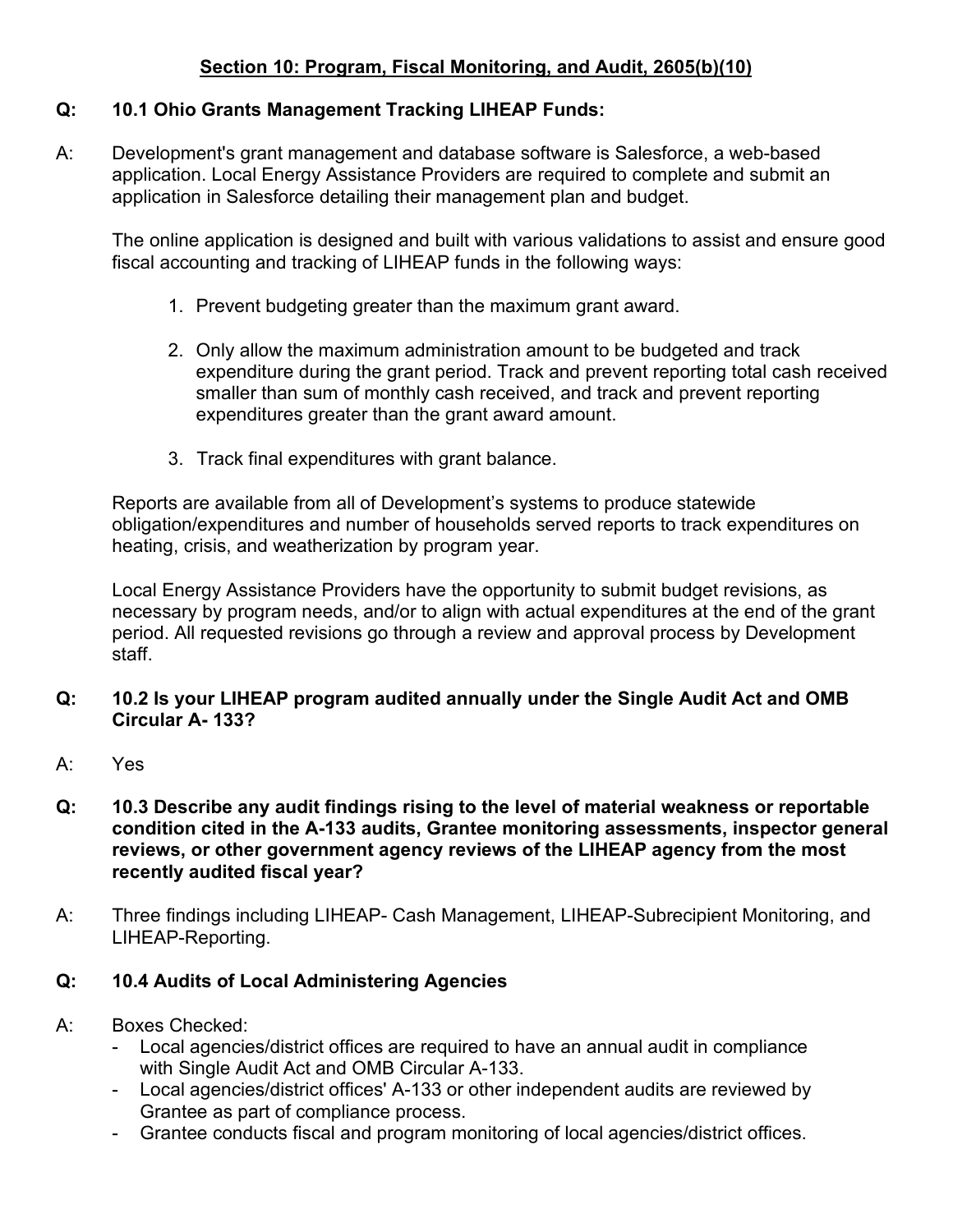## Section 10: Program, Fiscal Monitoring, and Audit, 2605(b)(10)

**Q: 10.1 Ohio Grants Management Tracking LIHEAP Funds:**

A: Development's grant management and database software is Salesforce, a web-based application. Local Energy Assistance Providers are required to complete and submit an application in Salesforce detailing their management plan and budget.

The online application is designed and built with various validations to assist and ensure good fiscal accounting and tracking of LIHEAP funds in the following ways:

1. Prevent budgeting greater than the maximum grant award.
2. Only allow the maximum administration amount to be budgeted and track expenditure during the grant period. Track and prevent reporting total cash received smaller than sum of monthly cash received, and track and prevent reporting expenditures greater than the grant award amount.
3. Track final expenditures with grant balance.

Reports are available from all of Development's systems to produce statewide obligation/expenditures and number of households served reports to track expenditures on heating, crisis, and weatherization by program year.

Local Energy Assistance Providers have the opportunity to submit budget revisions, as necessary by program needs, and/or to align with actual expenditures at the end of the grant period. All requested revisions go through a review and approval process by Development staff.

**Q: 10.2 Is your LIHEAP program audited annually under the Single Audit Act and OMB Circular A- 133?**

A: Yes

**Q: 10.3 Describe any audit findings rising to the level of material weakness or reportable condition cited in the A-133 audits, Grantee monitoring assessments, inspector general reviews, or other government agency reviews of the LIHEAP agency from the most recently audited fiscal year?**

A: Three findings including LIHEAP- Cash Management, LIHEAP-Subrecipient Monitoring, and LIHEAP-Reporting.

**Q: 10.4 Audits of Local Administering Agencies**

A: Boxes Checked:

- Local agencies/district offices are required to have an annual audit in compliance with Single Audit Act and OMB Circular A-133.
- Local agencies/district offices' A-133 or other independent audits are reviewed by Grantee as part of compliance process.
- Grantee conducts fiscal and program monitoring of local agencies/district offices.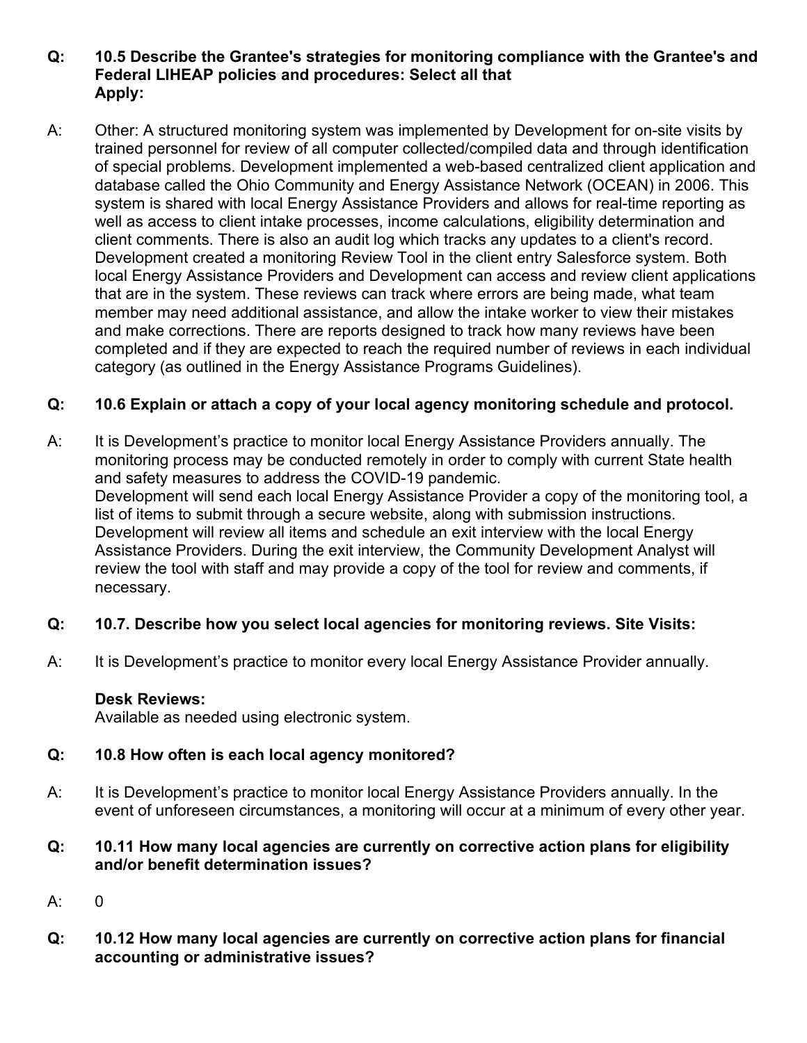**Q: 10.5 Describe the Grantee's strategies for monitoring compliance with the Grantee's and Federal LIHEAP policies and procedures: Select all that Apply:**

A: Other: A structured monitoring system was implemented by Development for on-site visits by trained personnel for review of all computer collected/compiled data and through identification of special problems. Development implemented a web-based centralized client application and database called the Ohio Community and Energy Assistance Network (OCEAN) in 2006. This system is shared with local Energy Assistance Providers and allows for real-time reporting as well as access to client intake processes, income calculations, eligibility determination and client comments. There is also an audit log which tracks any updates to a client's record. Development created a monitoring Review Tool in the client entry Salesforce system. Both local Energy Assistance Providers and Development can access and review client applications that are in the system. These reviews can track where errors are being made, what team member may need additional assistance, and allow the intake worker to view their mistakes and make corrections. There are reports designed to track how many reviews have been completed and if they are expected to reach the required number of reviews in each individual category (as outlined in the Energy Assistance Programs Guidelines).

**Q: 10.6 Explain or attach a copy of your local agency monitoring schedule and protocol.**

A: It is Development's practice to monitor local Energy Assistance Providers annually. The monitoring process may be conducted remotely in order to comply with current State health and safety measures to address the COVID-19 pandemic.
Development will send each local Energy Assistance Provider a copy of the monitoring tool, a list of items to submit through a secure website, along with submission instructions. Development will review all items and schedule an exit interview with the local Energy Assistance Providers. During the exit interview, the Community Development Analyst will review the tool with staff and may provide a copy of the tool for review and comments, if necessary.

**Q: 10.7. Describe how you select local agencies for monitoring reviews. Site Visits:**

A: It is Development's practice to monitor every local Energy Assistance Provider annually.

**Desk Reviews:**
Available as needed using electronic system.

**Q: 10.8 How often is each local agency monitored?**

A: It is Development's practice to monitor local Energy Assistance Providers annually. In the event of unforeseen circumstances, a monitoring will occur at a minimum of every other year.

**Q: 10.11 How many local agencies are currently on corrective action plans for eligibility and/or benefit determination issues?**

A: 0

**Q: 10.12 How many local agencies are currently on corrective action plans for financial accounting or administrative issues?**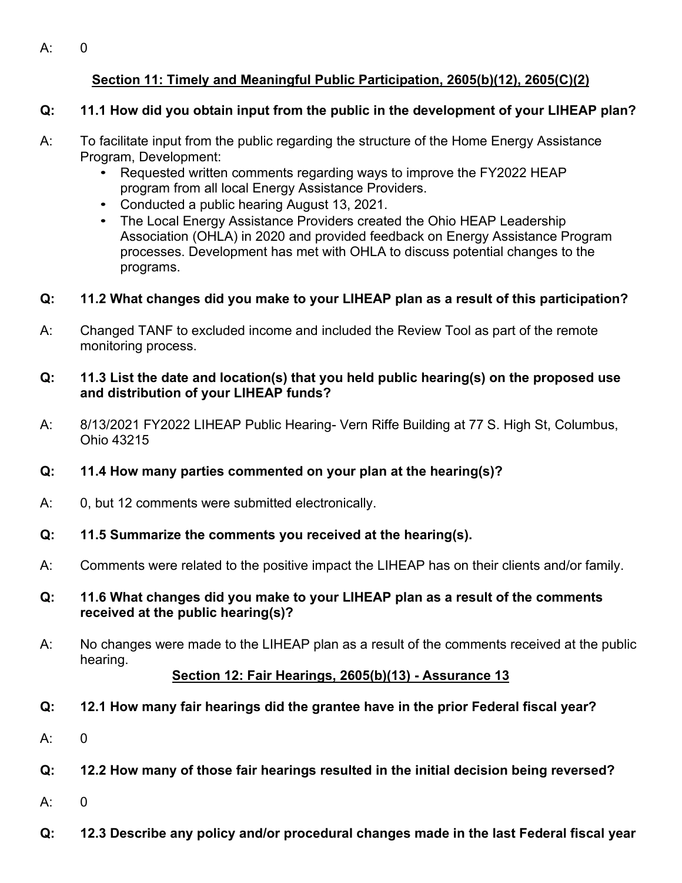A: 0

## Section 11: Timely and Meaningful Public Participation, 2605(b)(12), 2605(C)(2)

**Q: 11.1 How did you obtain input from the public in the development of your LIHEAP plan?**

A: To facilitate input from the public regarding the structure of the Home Energy Assistance Program, Development:

- Requested written comments regarding ways to improve the FY2022 HEAP program from all local Energy Assistance Providers.
- Conducted a public hearing August 13, 2021.
- The Local Energy Assistance Providers created the Ohio HEAP Leadership Association (OHLA) in 2020 and provided feedback on Energy Assistance Program processes. Development has met with OHLA to discuss potential changes to the programs.

**Q: 11.2 What changes did you make to your LIHEAP plan as a result of this participation?**

A: Changed TANF to excluded income and included the Review Tool as part of the remote monitoring process.

**Q: 11.3 List the date and location(s) that you held public hearing(s) on the proposed use and distribution of your LIHEAP funds?**

A: 8/13/2021 FY2022 LIHEAP Public Hearing- Vern Riffe Building at 77 S. High St, Columbus, Ohio 43215

**Q: 11.4 How many parties commented on your plan at the hearing(s)?**

A: 0, but 12 comments were submitted electronically.

**Q: 11.5 Summarize the comments you received at the hearing(s).**

A: Comments were related to the positive impact the LIHEAP has on their clients and/or family.

**Q: 11.6 What changes did you make to your LIHEAP plan as a result of the comments received at the public hearing(s)?**

A: No changes were made to the LIHEAP plan as a result of the comments received at the public hearing.

## Section 12: Fair Hearings, 2605(b)(13) - Assurance 13

**Q: 12.1 How many fair hearings did the grantee have in the prior Federal fiscal year?**

A: 0

**Q: 12.2 How many of those fair hearings resulted in the initial decision being reversed?**

A: 0

**Q: 12.3 Describe any policy and/or procedural changes made in the last Federal fiscal year**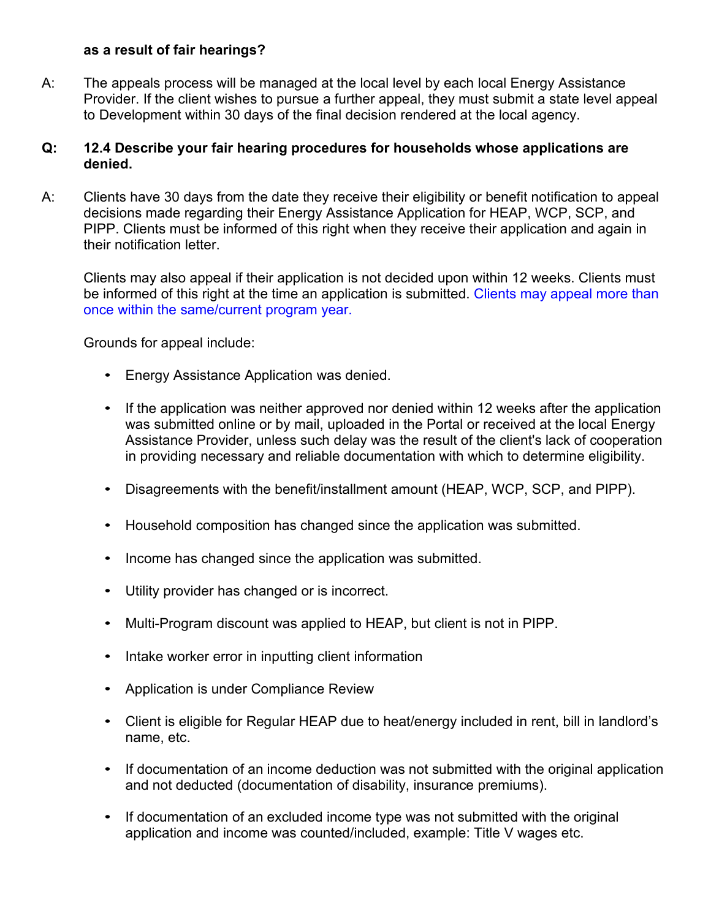**as a result of fair hearings?**

A: The appeals process will be managed at the local level by each local Energy Assistance Provider. If the client wishes to pursue a further appeal, they must submit a state level appeal to Development within 30 days of the final decision rendered at the local agency.

**Q: 12.4 Describe your fair hearing procedures for households whose applications are denied.**

A: Clients have 30 days from the date they receive their eligibility or benefit notification to appeal decisions made regarding their Energy Assistance Application for HEAP, WCP, SCP, and PIPP. Clients must be informed of this right when they receive their application and again in their notification letter.

Clients may also appeal if their application is not decided upon within 12 weeks. Clients must be informed of this right at the time an application is submitted. Clients may appeal more than once within the same/current program year.

Grounds for appeal include:

- Energy Assistance Application was denied.
- If the application was neither approved nor denied within 12 weeks after the application was submitted online or by mail, uploaded in the Portal or received at the local Energy Assistance Provider, unless such delay was the result of the client's lack of cooperation in providing necessary and reliable documentation with which to determine eligibility.
- Disagreements with the benefit/installment amount (HEAP, WCP, SCP, and PIPP).
- Household composition has changed since the application was submitted.
- Income has changed since the application was submitted.
- Utility provider has changed or is incorrect.
- Multi-Program discount was applied to HEAP, but client is not in PIPP.
- Intake worker error in inputting client information
- Application is under Compliance Review
- Client is eligible for Regular HEAP due to heat/energy included in rent, bill in landlord's name, etc.
- If documentation of an income deduction was not submitted with the original application and not deducted (documentation of disability, insurance premiums).
- If documentation of an excluded income type was not submitted with the original application and income was counted/included, example: Title V wages etc.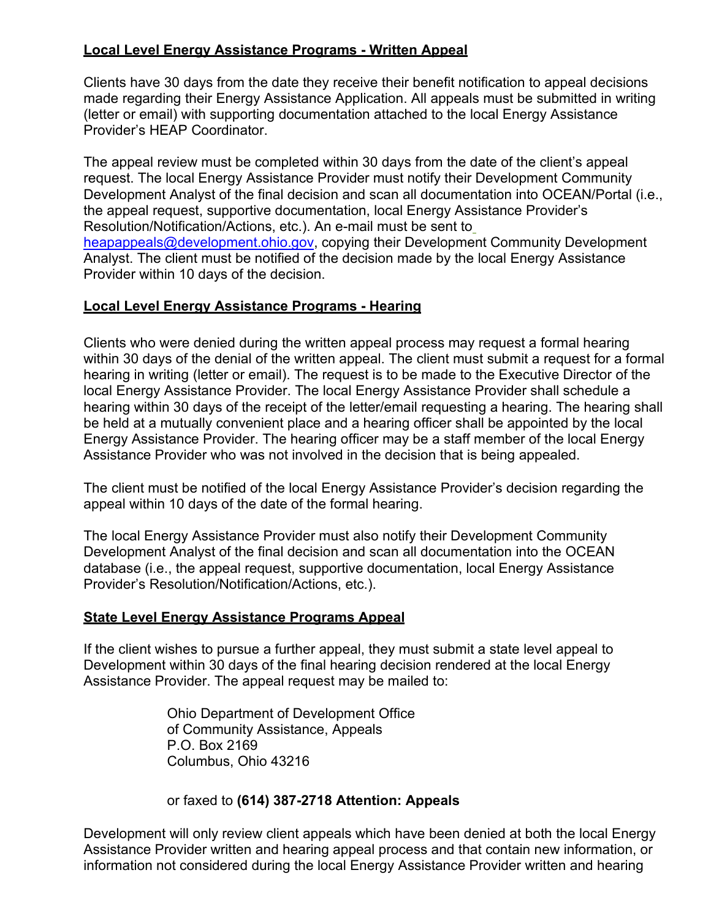**Local Level Energy Assistance Programs - Written Appeal**

Clients have 30 days from the date they receive their benefit notification to appeal decisions made regarding their Energy Assistance Application. All appeals must be submitted in writing (letter or email) with supporting documentation attached to the local Energy Assistance Provider's HEAP Coordinator.

The appeal review must be completed within 30 days from the date of the client's appeal request. The local Energy Assistance Provider must notify their Development Community Development Analyst of the final decision and scan all documentation into OCEAN/Portal (i.e., the appeal request, supportive documentation, local Energy Assistance Provider's Resolution/Notification/Actions, etc.). An e-mail must be sent to heapappeals@development.ohio.gov, copying their Development Community Development Analyst. The client must be notified of the decision made by the local Energy Assistance Provider within 10 days of the decision.

**Local Level Energy Assistance Programs - Hearing**

Clients who were denied during the written appeal process may request a formal hearing within 30 days of the denial of the written appeal. The client must submit a request for a formal hearing in writing (letter or email). The request is to be made to the Executive Director of the local Energy Assistance Provider. The local Energy Assistance Provider shall schedule a hearing within 30 days of the receipt of the letter/email requesting a hearing. The hearing shall be held at a mutually convenient place and a hearing officer shall be appointed by the local Energy Assistance Provider. The hearing officer may be a staff member of the local Energy Assistance Provider who was not involved in the decision that is being appealed.

The client must be notified of the local Energy Assistance Provider's decision regarding the appeal within 10 days of the date of the formal hearing.

The local Energy Assistance Provider must also notify their Development Community Development Analyst of the final decision and scan all documentation into the OCEAN database (i.e., the appeal request, supportive documentation, local Energy Assistance Provider's Resolution/Notification/Actions, etc.).

**State Level Energy Assistance Programs Appeal**

If the client wishes to pursue a further appeal, they must submit a state level appeal to Development within 30 days of the final hearing decision rendered at the local Energy Assistance Provider. The appeal request may be mailed to:

> Ohio Department of Development Office
> of Community Assistance, Appeals
> P.O. Box 2169
> Columbus, Ohio 43216
>
> or faxed to **(614) 387-2718 Attention: Appeals**

Development will only review client appeals which have been denied at both the local Energy Assistance Provider written and hearing appeal process and that contain new information, or information not considered during the local Energy Assistance Provider written and hearing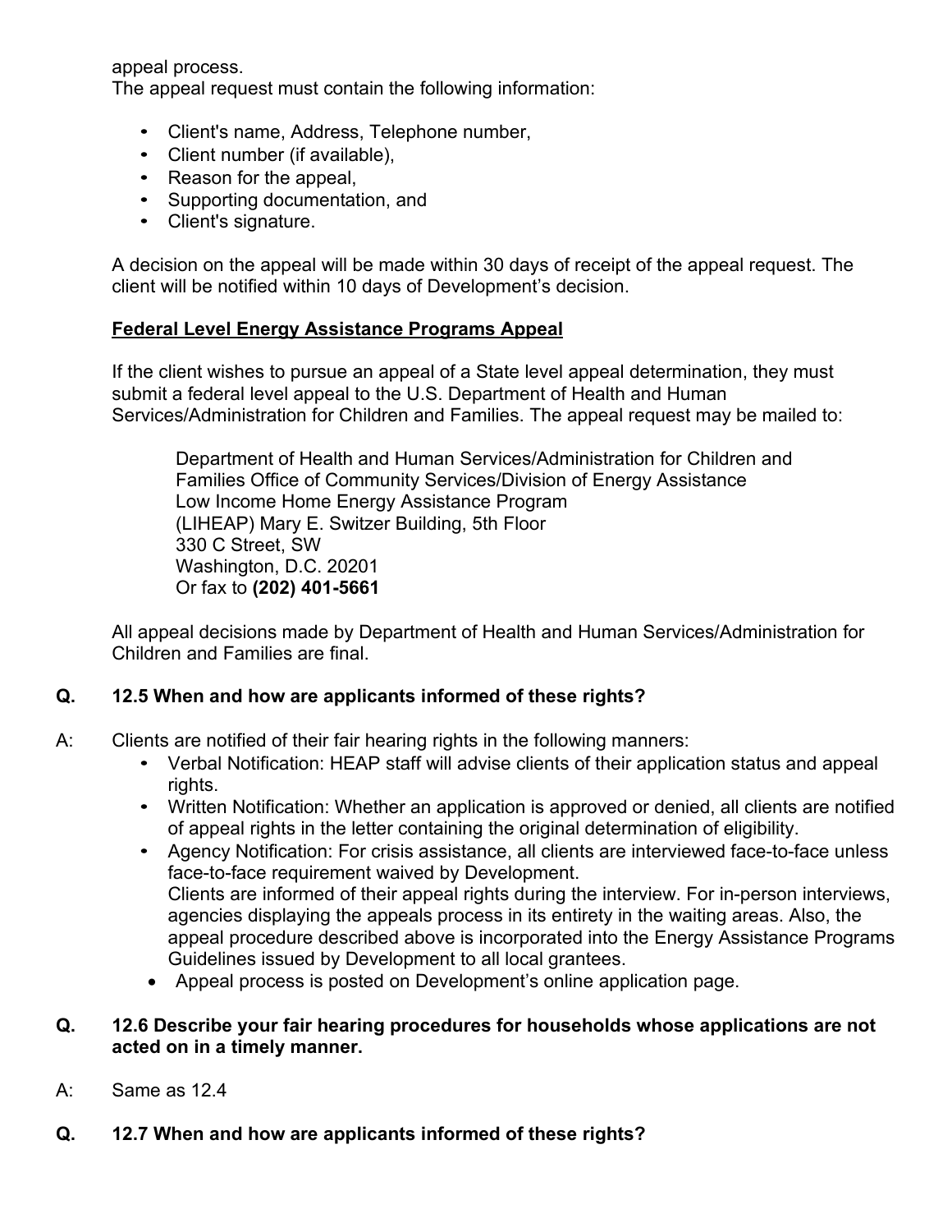appeal process.

The appeal request must contain the following information:

- Client's name, Address, Telephone number,
- Client number (if available),
- Reason for the appeal,
- Supporting documentation, and
- Client's signature.

A decision on the appeal will be made within 30 days of receipt of the appeal request. The client will be notified within 10 days of Development's decision.

**Federal Level Energy Assistance Programs Appeal**

If the client wishes to pursue an appeal of a State level appeal determination, they must submit a federal level appeal to the U.S. Department of Health and Human Services/Administration for Children and Families. The appeal request may be mailed to:

> Department of Health and Human Services/Administration for Children and Families Office of Community Services/Division of Energy Assistance
> Low Income Home Energy Assistance Program
> (LIHEAP) Mary E. Switzer Building, 5th Floor
> 330 C Street, SW
> Washington, D.C. 20201
> Or fax to **(202) 401-5661**

All appeal decisions made by Department of Health and Human Services/Administration for Children and Families are final.

**Q. 12.5 When and how are applicants informed of these rights?**

A: Clients are notified of their fair hearing rights in the following manners:

- Verbal Notification: HEAP staff will advise clients of their application status and appeal rights.
- Written Notification: Whether an application is approved or denied, all clients are notified of appeal rights in the letter containing the original determination of eligibility.
- Agency Notification: For crisis assistance, all clients are interviewed face-to-face unless face-to-face requirement waived by Development.
  Clients are informed of their appeal rights during the interview. For in-person interviews, agencies displaying the appeals process in its entirety in the waiting areas. Also, the appeal procedure described above is incorporated into the Energy Assistance Programs Guidelines issued by Development to all local grantees.
- Appeal process is posted on Development's online application page.

**Q. 12.6 Describe your fair hearing procedures for households whose applications are not acted on in a timely manner.**

A: Same as 12.4

**Q. 12.7 When and how are applicants informed of these rights?**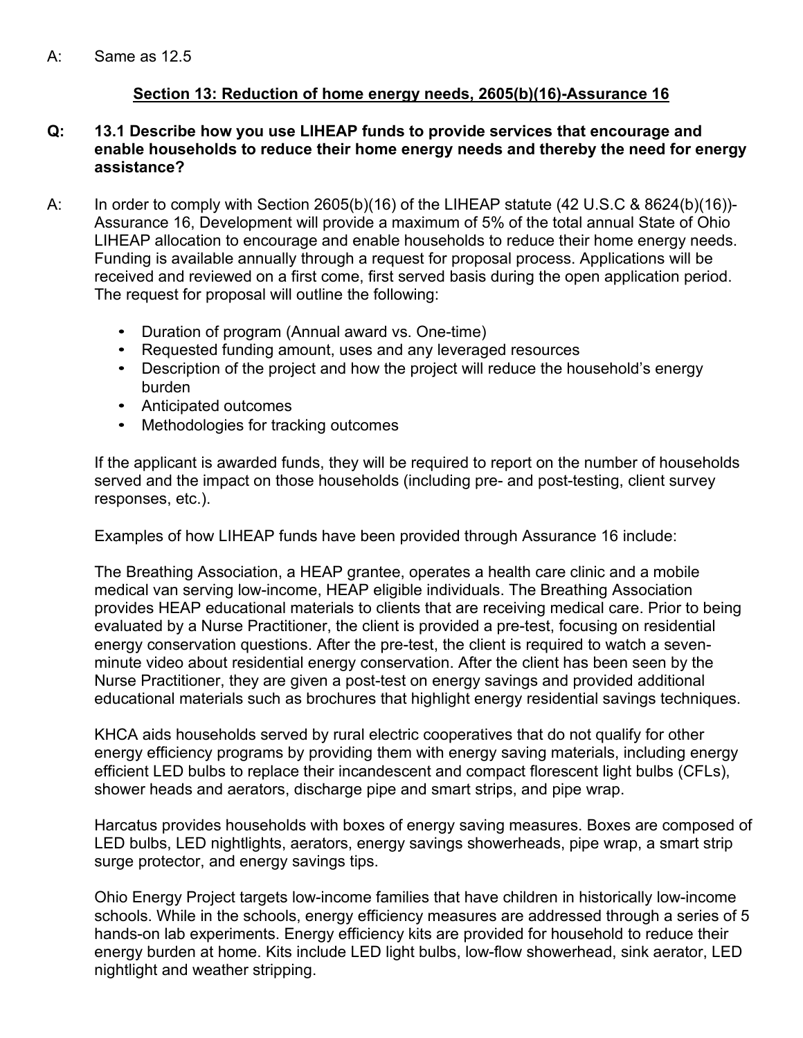A: Same as 12.5

## Section 13: Reduction of home energy needs, 2605(b)(16)-Assurance 16

**Q: 13.1 Describe how you use LIHEAP funds to provide services that encourage and enable households to reduce their home energy needs and thereby the need for energy assistance?**

A: In order to comply with Section 2605(b)(16) of the LIHEAP statute (42 U.S.C & 8624(b)(16))-Assurance 16, Development will provide a maximum of 5% of the total annual State of Ohio LIHEAP allocation to encourage and enable households to reduce their home energy needs. Funding is available annually through a request for proposal process. Applications will be received and reviewed on a first come, first served basis during the open application period. The request for proposal will outline the following:

- Duration of program (Annual award vs. One-time)
- Requested funding amount, uses and any leveraged resources
- Description of the project and how the project will reduce the household's energy burden
- Anticipated outcomes
- Methodologies for tracking outcomes

If the applicant is awarded funds, they will be required to report on the number of households served and the impact on those households (including pre- and post-testing, client survey responses, etc.).

Examples of how LIHEAP funds have been provided through Assurance 16 include:

The Breathing Association, a HEAP grantee, operates a health care clinic and a mobile medical van serving low-income, HEAP eligible individuals. The Breathing Association provides HEAP educational materials to clients that are receiving medical care. Prior to being evaluated by a Nurse Practitioner, the client is provided a pre-test, focusing on residential energy conservation questions. After the pre-test, the client is required to watch a seven-minute video about residential energy conservation. After the client has been seen by the Nurse Practitioner, they are given a post-test on energy savings and provided additional educational materials such as brochures that highlight energy residential savings techniques.

KHCA aids households served by rural electric cooperatives that do not qualify for other energy efficiency programs by providing them with energy saving materials, including energy efficient LED bulbs to replace their incandescent and compact florescent light bulbs (CFLs), shower heads and aerators, discharge pipe and smart strips, and pipe wrap.

Harcatus provides households with boxes of energy saving measures. Boxes are composed of LED bulbs, LED nightlights, aerators, energy savings showerheads, pipe wrap, a smart strip surge protector, and energy savings tips.

Ohio Energy Project targets low-income families that have children in historically low-income schools. While in the schools, energy efficiency measures are addressed through a series of 5 hands-on lab experiments. Energy efficiency kits are provided for household to reduce their energy burden at home. Kits include LED light bulbs, low-flow showerhead, sink aerator, LED nightlight and weather stripping.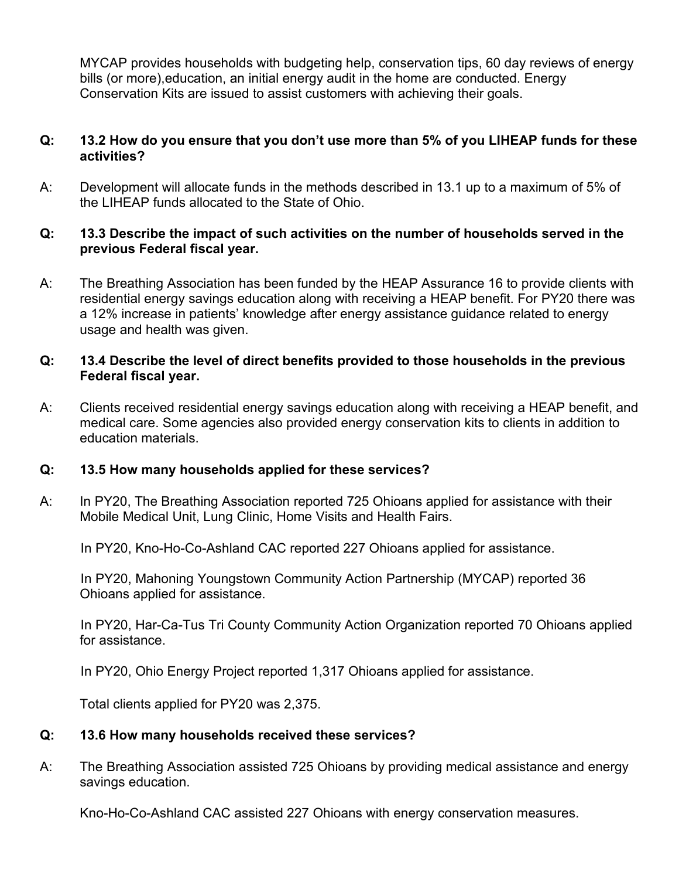MYCAP provides households with budgeting help, conservation tips, 60 day reviews of energy bills (or more),education, an initial energy audit in the home are conducted. Energy Conservation Kits are issued to assist customers with achieving their goals.

**Q: 13.2 How do you ensure that you don't use more than 5% of you LIHEAP funds for these activities?**

A: Development will allocate funds in the methods described in 13.1 up to a maximum of 5% of the LIHEAP funds allocated to the State of Ohio.

**Q: 13.3 Describe the impact of such activities on the number of households served in the previous Federal fiscal year.**

A: The Breathing Association has been funded by the HEAP Assurance 16 to provide clients with residential energy savings education along with receiving a HEAP benefit. For PY20 there was a 12% increase in patients' knowledge after energy assistance guidance related to energy usage and health was given.

**Q: 13.4 Describe the level of direct benefits provided to those households in the previous Federal fiscal year.**

A: Clients received residential energy savings education along with receiving a HEAP benefit, and medical care. Some agencies also provided energy conservation kits to clients in addition to education materials.

**Q: 13.5 How many households applied for these services?**

A: In PY20, The Breathing Association reported 725 Ohioans applied for assistance with their Mobile Medical Unit, Lung Clinic, Home Visits and Health Fairs.

In PY20, Kno-Ho-Co-Ashland CAC reported 227 Ohioans applied for assistance.

In PY20, Mahoning Youngstown Community Action Partnership (MYCAP) reported 36 Ohioans applied for assistance.

In PY20, Har-Ca-Tus Tri County Community Action Organization reported 70 Ohioans applied for assistance.

In PY20, Ohio Energy Project reported 1,317 Ohioans applied for assistance.

Total clients applied for PY20 was 2,375.

**Q: 13.6 How many households received these services?**

A: The Breathing Association assisted 725 Ohioans by providing medical assistance and energy savings education.

Kno-Ho-Co-Ashland CAC assisted 227 Ohioans with energy conservation measures.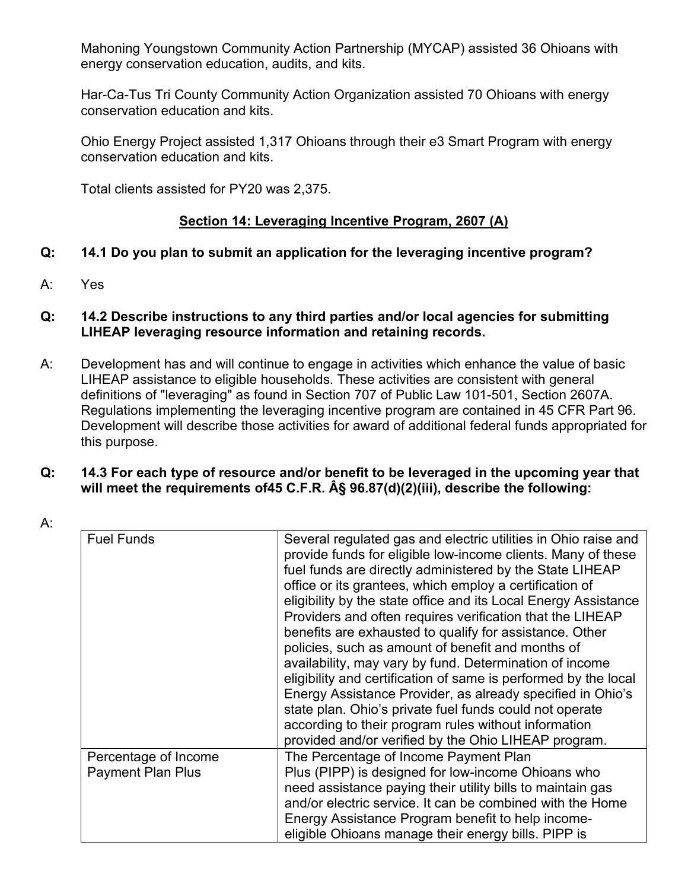Mahoning Youngstown Community Action Partnership (MYCAP) assisted 36 Ohioans with energy conservation education, audits, and kits.

Har-Ca-Tus Tri County Community Action Organization assisted 70 Ohioans with energy conservation education and kits.

Ohio Energy Project assisted 1,317 Ohioans through their e3 Smart Program with energy conservation education and kits.

Total clients assisted for PY20 was 2,375.

## Section 14: Leveraging Incentive Program, 2607 (A)

**Q: 14.1 Do you plan to submit an application for the leveraging incentive program?**

A: Yes

**Q: 14.2 Describe instructions to any third parties and/or local agencies for submitting LIHEAP leveraging resource information and retaining records.**

A: Development has and will continue to engage in activities which enhance the value of basic LIHEAP assistance to eligible households. These activities are consistent with general definitions of "leveraging" as found in Section 707 of Public Law 101-501, Section 2607A. Regulations implementing the leveraging incentive program are contained in 45 CFR Part 96. Development will describe those activities for award of additional federal funds appropriated for this purpose.

**Q: 14.3 For each type of resource and/or benefit to be leveraged in the upcoming year that will meet the requirements of45 C.F.R. Â§ 96.87(d)(2)(iii), describe the following:**

A:

| | |
|---|---|
| Fuel Funds | Several regulated gas and electric utilities in Ohio raise and provide funds for eligible low-income clients. Many of these fuel funds are directly administered by the State LIHEAP office or its grantees, which employ a certification of eligibility by the state office and its Local Energy Assistance Providers and often requires verification that the LIHEAP benefits are exhausted to qualify for assistance. Other policies, such as amount of benefit and months of availability, may vary by fund. Determination of income eligibility and certification of same is performed by the local Energy Assistance Provider, as already specified in Ohio's state plan. Ohio's private fuel funds could not operate according to their program rules without information provided and/or verified by the Ohio LIHEAP program. |
| Percentage of Income Payment Plan Plus | The Percentage of Income Payment Plan Plus (PIPP) is designed for low-income Ohioans who need assistance paying their utility bills to maintain gas and/or electric service. It can be combined with the Home Energy Assistance Program benefit to help income-eligible Ohioans manage their energy bills. PIPP is |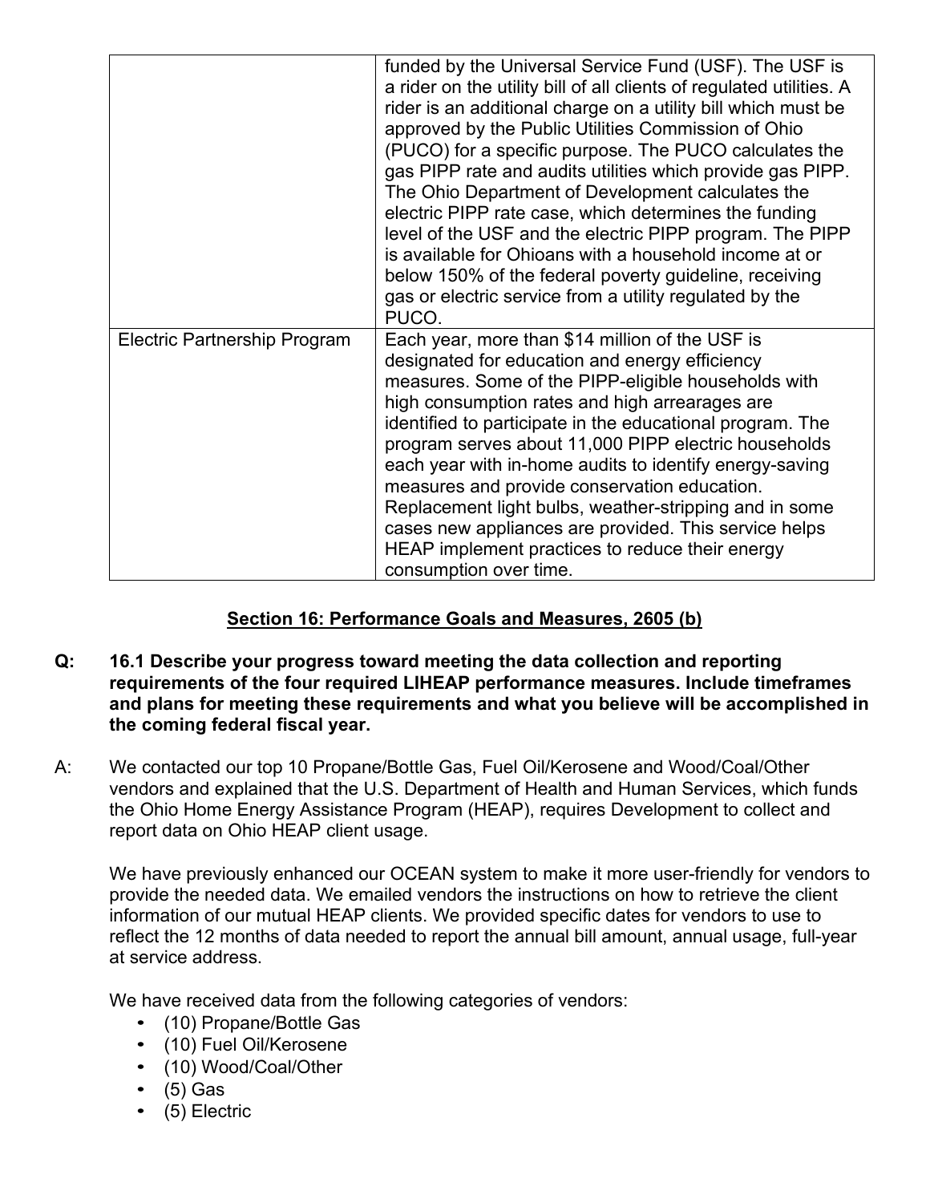| | |
|---|---|
| | funded by the Universal Service Fund (USF). The USF is a rider on the utility bill of all clients of regulated utilities. A rider is an additional charge on a utility bill which must be approved by the Public Utilities Commission of Ohio (PUCO) for a specific purpose. The PUCO calculates the gas PIPP rate and audits utilities which provide gas PIPP. The Ohio Department of Development calculates the electric PIPP rate case, which determines the funding level of the USF and the electric PIPP program. The PIPP is available for Ohioans with a household income at or below 150% of the federal poverty guideline, receiving gas or electric service from a utility regulated by the PUCO. |
| Electric Partnership Program | Each year, more than $14 million of the USF is designated for education and energy efficiency measures. Some of the PIPP-eligible households with high consumption rates and high arrearages are identified to participate in the educational program. The program serves about 11,000 PIPP electric households each year with in-home audits to identify energy-saving measures and provide conservation education. Replacement light bulbs, weather-stripping and in some cases new appliances are provided. This service helps HEAP implement practices to reduce their energy consumption over time. |

## Section 16: Performance Goals and Measures, 2605 (b)

**Q: 16.1 Describe your progress toward meeting the data collection and reporting requirements of the four required LIHEAP performance measures. Include timeframes and plans for meeting these requirements and what you believe will be accomplished in the coming federal fiscal year.**

A: We contacted our top 10 Propane/Bottle Gas, Fuel Oil/Kerosene and Wood/Coal/Other vendors and explained that the U.S. Department of Health and Human Services, which funds the Ohio Home Energy Assistance Program (HEAP), requires Development to collect and report data on Ohio HEAP client usage.

We have previously enhanced our OCEAN system to make it more user-friendly for vendors to provide the needed data. We emailed vendors the instructions on how to retrieve the client information of our mutual HEAP clients. We provided specific dates for vendors to use to reflect the 12 months of data needed to report the annual bill amount, annual usage, full-year at service address.

We have received data from the following categories of vendors:

- (10) Propane/Bottle Gas
- (10) Fuel Oil/Kerosene
- (10) Wood/Coal/Other
- (5) Gas
- (5) Electric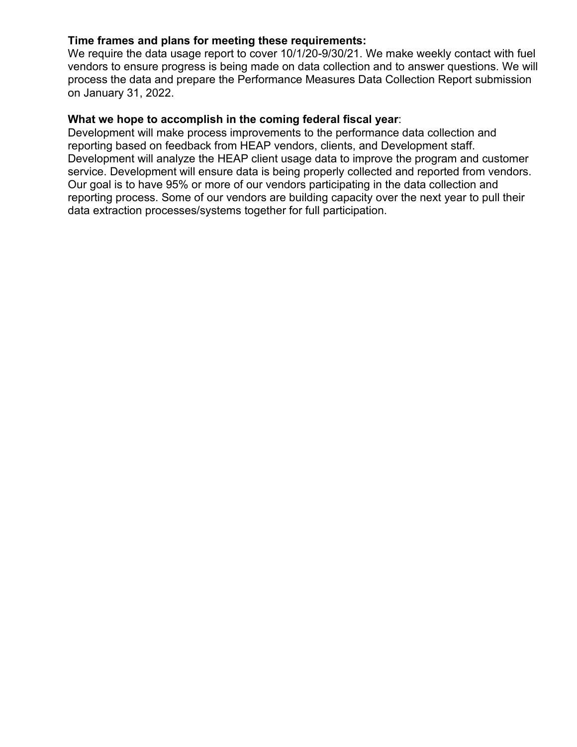**Time frames and plans for meeting these requirements:**

We require the data usage report to cover 10/1/20-9/30/21. We make weekly contact with fuel vendors to ensure progress is being made on data collection and to answer questions. We will process the data and prepare the Performance Measures Data Collection Report submission on January 31, 2022.

**What we hope to accomplish in the coming federal fiscal year**:

Development will make process improvements to the performance data collection and reporting based on feedback from HEAP vendors, clients, and Development staff. Development will analyze the HEAP client usage data to improve the program and customer service. Development will ensure data is being properly collected and reported from vendors. Our goal is to have 95% or more of our vendors participating in the data collection and reporting process. Some of our vendors are building capacity over the next year to pull their data extraction processes/systems together for full participation.